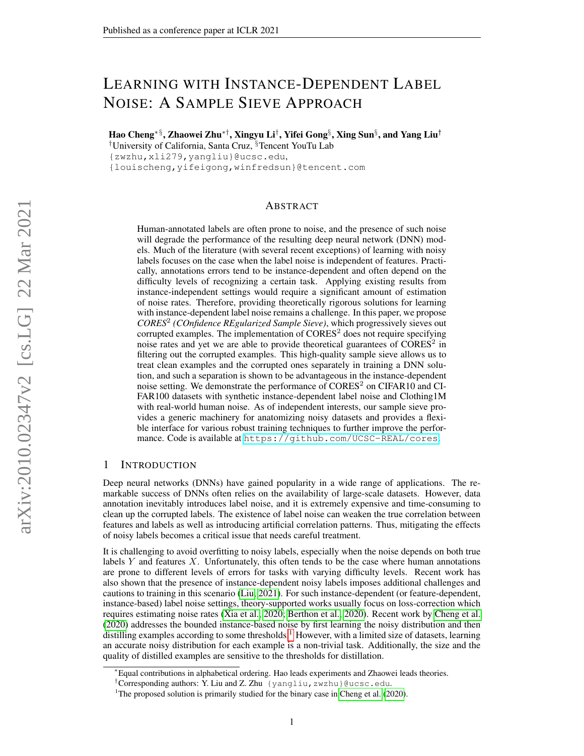# LEARNING WITH INSTANCE-DEPENDENT LABEL NOISE: A SAMPLE SIEVE APPROACH

**Hao Cheng**[∗§], **Zhaowei Zhu**[∗†], **Xingyu Li**[†], **Yifei Gong**[§], **Xing Sun**[§], **and Yang Liu**[†]

[†]University of California, Santa Cruz, [§]Tencent YouTu Lab

{zwzhu,xli279,yangliu}@ucsc.edu,
{louischeng,yifeigong,winfredsun}@tencent.com

## ABSTRACT

Human-annotated labels are often prone to noise, and the presence of such noise will degrade the performance of the resulting deep neural network (DNN) models. Much of the literature (with several recent exceptions) of learning with noisy labels focuses on the case when the label noise is independent of features. Practically, annotations errors tend to be instance-dependent and often depend on the difficulty levels of recognizing a certain task. Applying existing results from instance-independent settings would require a significant amount of estimation of noise rates. Therefore, providing theoretically rigorous solutions for learning with instance-dependent label noise remains a challenge. In this paper, we propose *CORES$^2$ (COnfidence REgularized Sample Sieve)*, which progressively sieves out corrupted examples. The implementation of CORES$^2$ does not require specifying noise rates and yet we are able to provide theoretical guarantees of CORES$^2$ in filtering out the corrupted examples. This high-quality sample sieve allows us to treat clean examples and the corrupted ones separately in training a DNN solution, and such a separation is shown to be advantageous in the instance-dependent noise setting. We demonstrate the performance of CORES$^2$ on CIFAR10 and CIFAR100 datasets with synthetic instance-dependent label noise and Clothing1M with real-world human noise. As of independent interests, our sample sieve provides a generic machinery for anatomizing noisy datasets and provides a flexible interface for various robust training techniques to further improve the performance. Code is available at https://github.com/UCSC-REAL/cores.

## 1 INTRODUCTION

Deep neural networks (DNNs) have gained popularity in a wide range of applications. The remarkable success of DNNs often relies on the availability of large-scale datasets. However, data annotation inevitably introduces label noise, and it is extremely expensive and time-consuming to clean up the corrupted labels. The existence of label noise can weaken the true correlation between features and labels as well as introducing artificial correlation patterns. Thus, mitigating the effects of noisy labels becomes a critical issue that needs careful treatment.

It is challenging to avoid overfitting to noisy labels, especially when the noise depends on both true labels $Y$ and features $X$. Unfortunately, this often tends to be the case where human annotations are prone to different levels of errors for tasks with varying difficulty levels. Recent work has also shown that the presence of instance-dependent noisy labels imposes additional challenges and cautions to training in this scenario (Liu, 2021). For such instance-dependent (or feature-dependent, instance-based) label noise settings, theory-supported works usually focus on loss-correction which requires estimating noise rates (Xia et al., 2020; Berthon et al., 2020). Recent work by Cheng et al. (2020) addresses the bounded instance-based noise by first learning the noisy distribution and then distilling examples according to some thresholds.[1] However, with a limited size of datasets, learning an accurate noisy distribution for each example is a non-trivial task. Additionally, the size and the quality of distilled examples are sensitive to the thresholds for distillation.

[∗]Equal contributions in alphabetical ordering. Hao leads experiments and Zhaowei leads theories.

[†]Corresponding authors: Y. Liu and Z. Zhu {yangliu,zwzhu}@ucsc.edu.

[1]The proposed solution is primarily studied for the binary case in Cheng et al. (2020).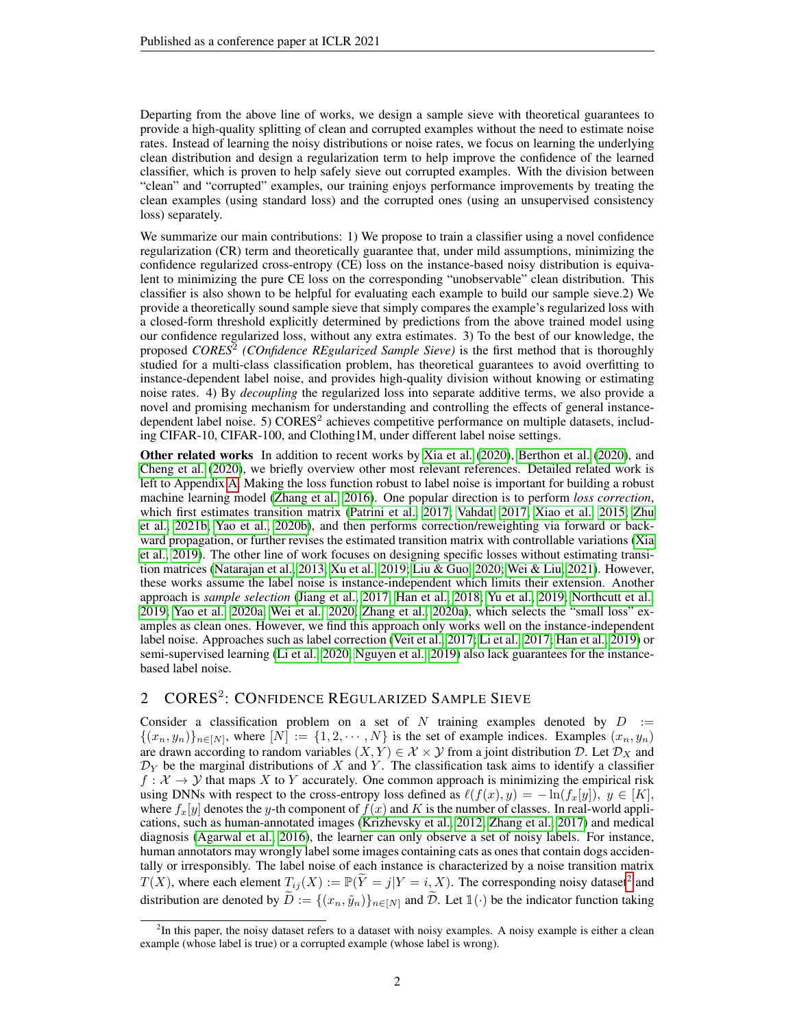Departing from the above line of works, we design a sample sieve with theoretical guarantees to provide a high-quality splitting of clean and corrupted examples without the need to estimate noise rates. Instead of learning the noisy distributions or noise rates, we focus on learning the underlying clean distribution and design a regularization term to help improve the confidence of the learned classifier, which is proven to help safely sieve out corrupted examples. With the division between "clean" and "corrupted" examples, our training enjoys performance improvements by treating the clean examples (using standard loss) and the corrupted ones (using an unsupervised consistency loss) separately.

We summarize our main contributions: 1) We propose to train a classifier using a novel confidence regularization (CR) term and theoretically guarantee that, under mild assumptions, minimizing the confidence regularized cross-entropy (CE) loss on the instance-based noisy distribution is equivalent to minimizing the pure CE loss on the corresponding "unobservable" clean distribution. This classifier is also shown to be helpful for evaluating each example to build our sample sieve.2) We provide a theoretically sound sample sieve that simply compares the example's regularized loss with a closed-form threshold explicitly determined by predictions from the above trained model using our confidence regularized loss, without any extra estimates. 3) To the best of our knowledge, the proposed *CORES*$^2$ *(COnfidence REgularized Sample Sieve)* is the first method that is thoroughly studied for a multi-class classification problem, has theoretical guarantees to avoid overfitting to instance-dependent label noise, and provides high-quality division without knowing or estimating noise rates. 4) By *decoupling* the regularized loss into separate additive terms, we also provide a novel and promising mechanism for understanding and controlling the effects of general instance-dependent label noise. 5) CORES$^2$ achieves competitive performance on multiple datasets, including CIFAR-10, CIFAR-100, and Clothing1M, under different label noise settings.

**Other related works** In addition to recent works by Xia et al. (2020), Berthon et al. (2020), and Cheng et al. (2020), we briefly overview other most relevant references. Detailed related work is left to Appendix A. Making the loss function robust to label noise is important for building a robust machine learning model (Zhang et al., 2016). One popular direction is to perform *loss correction*, which first estimates transition matrix (Patrini et al., 2017; Vahdat, 2017; Xiao et al., 2015; Zhu et al., 2021b; Yao et al., 2020b), and then performs correction/reweighting via forward or backward propagation, or further revises the estimated transition matrix with controllable variations (Xia et al., 2019). The other line of work focuses on designing specific losses without estimating transition matrices (Natarajan et al., 2013; Xu et al., 2019; Liu & Guo, 2020; Wei & Liu, 2021). However, these works assume the label noise is instance-independent which limits their extension. Another approach is *sample selection* (Jiang et al., 2017; Han et al., 2018; Yu et al., 2019; Northcutt et al., 2019; Yao et al., 2020a; Wei et al., 2020; Zhang et al., 2020a), which selects the "small loss" examples as clean ones. However, we find this approach only works well on the instance-independent label noise. Approaches such as label correction (Veit et al., 2017; Li et al., 2017; Han et al., 2019) or semi-supervised learning (Li et al., 2020; Nguyen et al., 2019) also lack guarantees for the instance-based label noise.

## 2 CORES$^2$: CONFIDENCE REGULARIZED SAMPLE SIEVE

Consider a classification problem on a set of $N$ training examples denoted by $D := \{(x_n, y_n)\}_{n \in [N]}$, where $[N] := \{1, 2, \cdots, N\}$ is the set of example indices. Examples $(x_n, y_n)$ are drawn according to random variables $(X, Y) \in \mathcal{X} \times \mathcal{Y}$ from a joint distribution $\mathcal{D}$. Let $\mathcal{D}_X$ and $\mathcal{D}_Y$ be the marginal distributions of $X$ and $Y$. The classification task aims to identify a classifier $f : \mathcal{X} \rightarrow \mathcal{Y}$ that maps $X$ to $Y$ accurately. One common approach is minimizing the empirical risk using DNNs with respect to the cross-entropy loss defined as $\ell(f(x), y) = -\ln(f_x[y]),\ y \in [K]$, where $f_x[y]$ denotes the $y$-th component of $f(x)$ and $K$ is the number of classes. In real-world applications, such as human-annotated images (Krizhevsky et al., 2012; Zhang et al., 2017) and medical diagnosis (Agarwal et al., 2016), the learner can only observe a set of noisy labels. For instance, human annotators may wrongly label some images containing cats as ones that contain dogs accidentally or irresponsibly. The label noise of each instance is characterized by a noise transition matrix $T(X)$, where each element $T_{ij}(X) := \mathbb{P}(\widetilde{Y} = j | Y = i, X)$. The corresponding noisy dataset[2] and distribution are denoted by $\widetilde{D} := \{(x_n, \tilde{y}_n)\}_{n \in [N]}$ and $\widetilde{\mathcal{D}}$. Let $\mathbb{1}(\cdot)$ be the indicator function taking

[2]In this paper, the noisy dataset refers to a dataset with noisy examples. A noisy example is either a clean example (whose label is true) or a corrupted example (whose label is wrong).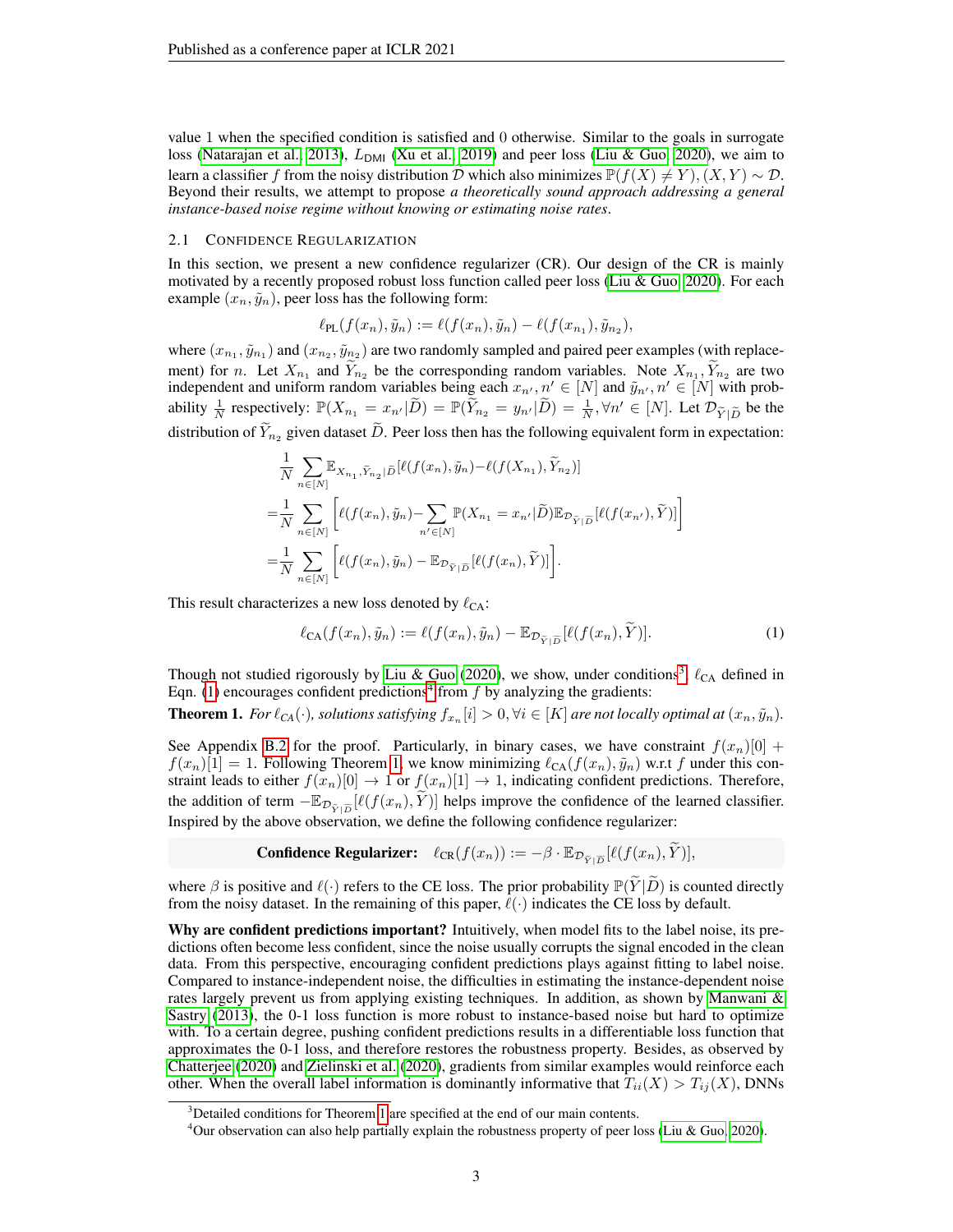value 1 when the specified condition is satisfied and 0 otherwise. Similar to the goals in surrogate loss (Natarajan et al., 2013), $L_{\text{DMI}}$ (Xu et al., 2019) and peer loss (Liu & Guo, 2020), we aim to learn a classifier $f$ from the noisy distribution $\widetilde{\mathcal{D}}$ which also minimizes $\mathbb{P}(f(X) \neq Y), (X, Y) \sim \mathcal{D}$. Beyond their results, we attempt to propose *a theoretically sound approach addressing a general instance-based noise regime without knowing or estimating noise rates*.

### 2.1 Confidence Regularization

In this section, we present a new confidence regularizer (CR). Our design of the CR is mainly motivated by a recently proposed robust loss function called peer loss (Liu & Guo, 2020). For each example $(x_n, \tilde{y}_n)$, peer loss has the following form:

$$\ell_{\text{PL}}(f(x_n), \tilde{y}_n) := \ell(f(x_n), \tilde{y}_n) - \ell(f(x_{n_1}), \tilde{y}_{n_2}),$$

where $(x_{n_1}, \tilde{y}_{n_1})$ and $(x_{n_2}, \tilde{y}_{n_2})$ are two randomly sampled and paired peer examples (with replacement) for $n$. Let $X_{n_1}$ and $\widetilde{Y}_{n_2}$ be the corresponding random variables. Note $X_{n_1}, \widetilde{Y}_{n_2}$ are two independent and uniform random variables being each $x_{n'}, n' \in [N]$ and $\tilde{y}_{n'}, n' \in [N]$ with probability $\frac{1}{N}$ respectively: $\mathbb{P}(X_{n_1} = x_{n'}|\widetilde{D}) = \mathbb{P}(\widetilde{Y}_{n_2} = y_{n'}|\widetilde{D}) = \frac{1}{N}, \forall n' \in [N]$. Let $\mathcal{D}_{\widetilde{Y}|\widetilde{D}}$ be the distribution of $\widetilde{Y}_{n_2}$ given dataset $\widetilde{D}$. Peer loss then has the following equivalent form in expectation:

$$\begin{aligned}
&\frac{1}{N}\sum_{n\in[N]} \mathbb{E}_{X_{n_1}, \widetilde{Y}_{n_2}|\widetilde{D}}[\ell(f(x_n), \tilde{y}_n) - \ell(f(X_{n_1}), \widetilde{Y}_{n_2})] \\
=&\frac{1}{N}\sum_{n\in[N]} \left[\ell(f(x_n), \tilde{y}_n) - \sum_{n'\in[N]} \mathbb{P}(X_{n_1} = x_{n'}|\widetilde{D}) \mathbb{E}_{\mathcal{D}_{\widetilde{Y}|\widetilde{D}}}[\ell(f(x_{n'}), \widetilde{Y})]\right] \\
=&\frac{1}{N}\sum_{n\in[N]} \left[\ell(f(x_n), \tilde{y}_n) - \mathbb{E}_{\mathcal{D}_{\widetilde{Y}|\widetilde{D}}}[\ell(f(x_n), \widetilde{Y})]\right].
\end{aligned}$$

This result characterizes a new loss denoted by $\ell_{\text{CA}}$:

$$\ell_{\text{CA}}(f(x_n), \tilde{y}_n) := \ell(f(x_n), \tilde{y}_n) - \mathbb{E}_{\mathcal{D}_{\widetilde{Y}|\widetilde{D}}}[\ell(f(x_n), \widetilde{Y})]. \tag{1}$$

Though not studied rigorously by Liu & Guo (2020), we show, under conditions[3], $\ell_{\text{CA}}$ defined in Eqn. (1) encourages confident predictions[4] from $f$ by analyzing the gradients:

**Theorem 1.** *For $\ell_{CA}(\cdot)$, solutions satisfying $f_{x_n}[i] > 0, \forall i \in [K]$ are not locally optimal at $(x_n, \tilde{y}_n)$.*

See Appendix B.2 for the proof. Particularly, in binary cases, we have constraint $f(x_n)[0] + f(x_n)[1] = 1$. Following Theorem 1, we know minimizing $\ell_{\text{CA}}(f(x_n), \tilde{y}_n)$ w.r.t $f$ under this constraint leads to either $f(x_n)[0] \to 1$ or $f(x_n)[1] \to 1$, indicating confident predictions. Therefore, the addition of term $-\mathbb{E}_{\mathcal{D}_{\widetilde{Y}|\widetilde{D}}}[\ell(f(x_n), \widetilde{Y})]$ helps improve the confidence of the learned classifier. Inspired by the above observation, we define the following confidence regularizer:

$$\textbf{Confidence Regularizer:} \quad \ell_{\text{CR}}(f(x_n)) := -\beta \cdot \mathbb{E}_{\mathcal{D}_{\widetilde{Y}|\widetilde{D}}}[\ell(f(x_n), \widetilde{Y})],$$

where $\beta$ is positive and $\ell(\cdot)$ refers to the CE loss. The prior probability $\mathbb{P}(\widetilde{Y}|\widetilde{D})$ is counted directly from the noisy dataset. In the remaining of this paper, $\ell(\cdot)$ indicates the CE loss by default.

**Why are confident predictions important?** Intuitively, when model fits to the label noise, its predictions often become less confident, since the noise usually corrupts the signal encoded in the clean data. From this perspective, encouraging confident predictions plays against fitting to label noise. Compared to instance-independent noise, the difficulties in estimating the instance-dependent noise rates largely prevent us from applying existing techniques. In addition, as shown by Manwani & Sastry (2013), the 0-1 loss function is more robust to instance-based noise but hard to optimize with. To a certain degree, pushing confident predictions results in a differentiable loss function that approximates the 0-1 loss, and therefore restores the robustness property. Besides, as observed by Chatterjee (2020) and Zielinski et al. (2020), gradients from similar examples would reinforce each other. When the overall label information is dominantly informative that $T_{ii}(X) > T_{ij}(X)$, DNNs

[3] Detailed conditions for Theorem 1 are specified at the end of our main contents.

[4] Our observation can also help partially explain the robustness property of peer loss (Liu & Guo, 2020).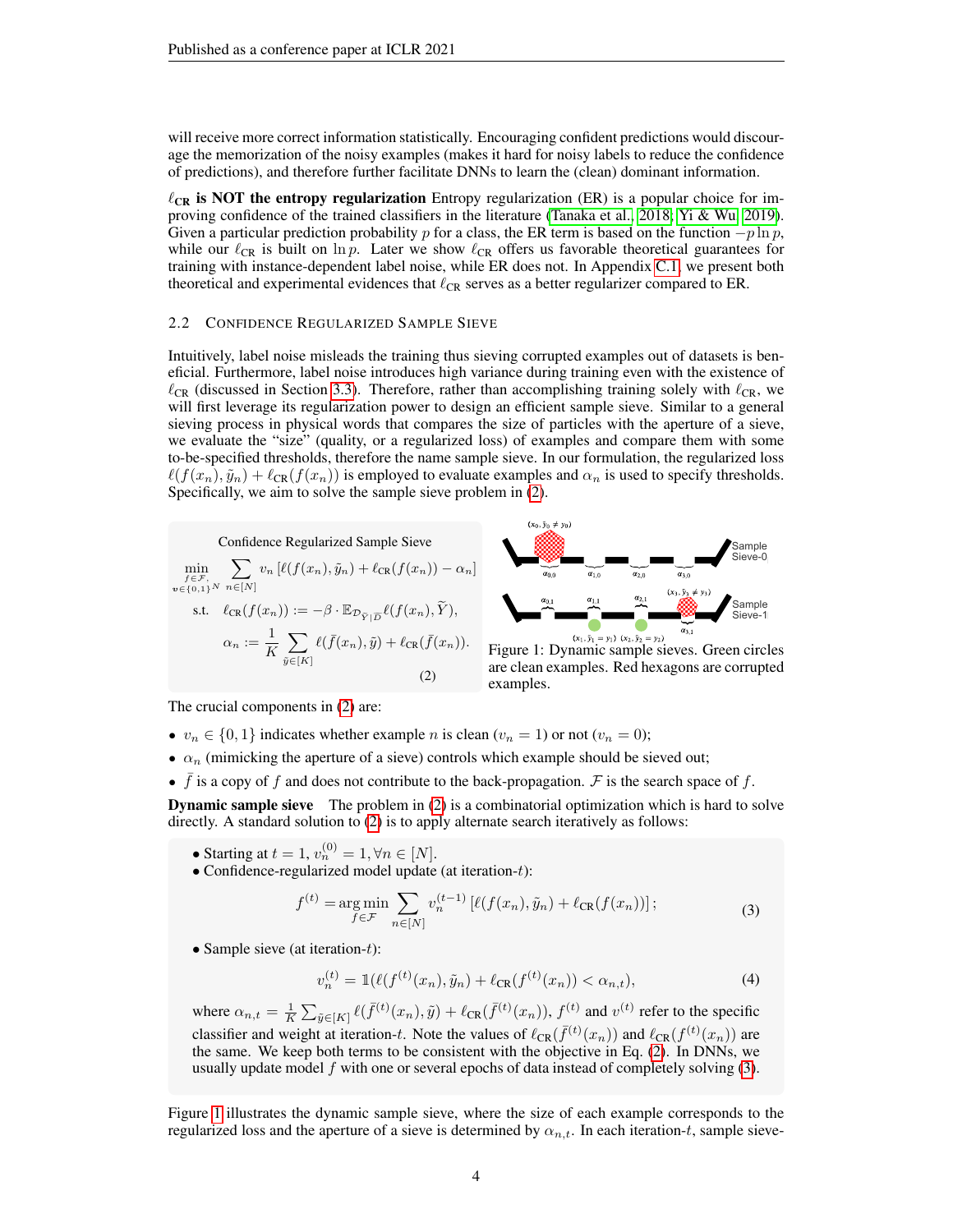will receive more correct information statistically. Encouraging confident predictions would discourage the memorization of the noisy examples (makes it hard for noisy labels to reduce the confidence of predictions), and therefore further facilitate DNNs to learn the (clean) dominant information.

**$\ell_{\text{CR}}$ is NOT the entropy regularization** Entropy regularization (ER) is a popular choice for improving confidence of the trained classifiers in the literature (Tanaka et al., 2018; Yi & Wu, 2019). Given a particular prediction probability $p$ for a class, the ER term is based on the function $-p\ln p$, while our $\ell_{\text{CR}}$ is built on $\ln p$. Later we show $\ell_{\text{CR}}$ offers us favorable theoretical guarantees for training with instance-dependent label noise, while ER does not. In Appendix C.1, we present both theoretical and experimental evidences that $\ell_{\text{CR}}$ serves as a better regularizer compared to ER.

### 2.2 Confidence Regularized Sample Sieve

Intuitively, label noise misleads the training thus sieving corrupted examples out of datasets is beneficial. Furthermore, label noise introduces high variance during training even with the existence of $\ell_{\text{CR}}$ (discussed in Section 3.3). Therefore, rather than accomplishing training solely with $\ell_{\text{CR}}$, we will first leverage its regularization power to design an efficient sample sieve. Similar to a general sieving process in physical words that compares the size of particles with the aperture of a sieve, we evaluate the "size" (quality, or a regularized loss) of examples and compare them with some to-be-specified thresholds, therefore the name sample sieve. In our formulation, the regularized loss $\ell(f(x_n),\tilde{y}_n)+\ell_{\text{CR}}(f(x_n))$ is employed to evaluate examples and $\alpha_n$ is used to specify thresholds. Specifically, we aim to solve the sample sieve problem in (2).

Confidence Regularized Sample Sieve

$$
\begin{aligned}
\min_{\substack{f\in\mathcal{F},\\ v\in\{0,1\}^N}} \quad & \sum_{n\in[N]} v_n\left[\ell(f(x_n),\tilde{y}_n)+\ell_{\text{CR}}(f(x_n))-\alpha_n\right] \\
\text{s.t.} \quad & \ell_{\text{CR}}(f(x_n)) := -\beta\cdot\mathbb{E}_{\mathcal{D}_{\widetilde{Y}|\widetilde{D}}}\ell(f(x_n),\widetilde{Y}), \\
& \alpha_n := \frac{1}{K}\sum_{\tilde{y}\in[K]}\ell(\bar{f}(x_n),\tilde{y})+\ell_{\text{CR}}(\bar{f}(x_n)).
\end{aligned}
\tag{2}
$$

Figure 1: Dynamic sample sieves. Green circles are clean examples. Red hexagons are corrupted examples.

The crucial components in (2) are:

- $v_n\in\{0,1\}$ indicates whether example $n$ is clean ($v_n=1$) or not ($v_n=0$);
- $\alpha_n$ (mimicking the aperture of a sieve) controls which example should be sieved out;
- $\bar{f}$ is a copy of $f$ and does not contribute to the back-propagation. $\mathcal{F}$ is the search space of $f$.

**Dynamic sample sieve** The problem in (2) is a combinatorial optimization which is hard to solve directly. A standard solution to (2) is to apply alternate search iteratively as follows:

- Starting at $t=1$, $v_n^{(0)}=1,\forall n\in[N]$.
- Confidence-regularized model update (at iteration-$t$):

$$
f^{(t)}=\operatorname*{arg\,min}_{f\in\mathcal{F}} \sum_{n\in[N]} v_n^{(t-1)}\left[\ell(f(x_n),\tilde{y}_n)+\ell_{\text{CR}}(f(x_n))\right]; \tag{3}
$$

- Sample sieve (at iteration-$t$):

$$
v_n^{(t)}=\mathbb{1}(\ell(f^{(t)}(x_n),\tilde{y}_n)+\ell_{\text{CR}}(f^{(t)}(x_n))<\alpha_{n,t}), \tag{4}
$$

where $\alpha_{n,t}=\frac{1}{K}\sum_{\tilde{y}\in[K]}\ell(\bar{f}^{(t)}(x_n),\tilde{y})+\ell_{\text{CR}}(\bar{f}^{(t)}(x_n))$, $f^{(t)}$ and $v^{(t)}$ refer to the specific classifier and weight at iteration-$t$. Note the values of $\ell_{\text{CR}}(\bar{f}^{(t)}(x_n))$ and $\ell_{\text{CR}}(f^{(t)}(x_n))$ are the same. We keep both terms to be consistent with the objective in Eq. (2). In DNNs, we usually update model $f$ with one or several epochs of data instead of completely solving (3).

Figure 1 illustrates the dynamic sample sieve, where the size of each example corresponds to the regularized loss and the aperture of a sieve is determined by $\alpha_{n,t}$. In each iteration-$t$, sample sieve-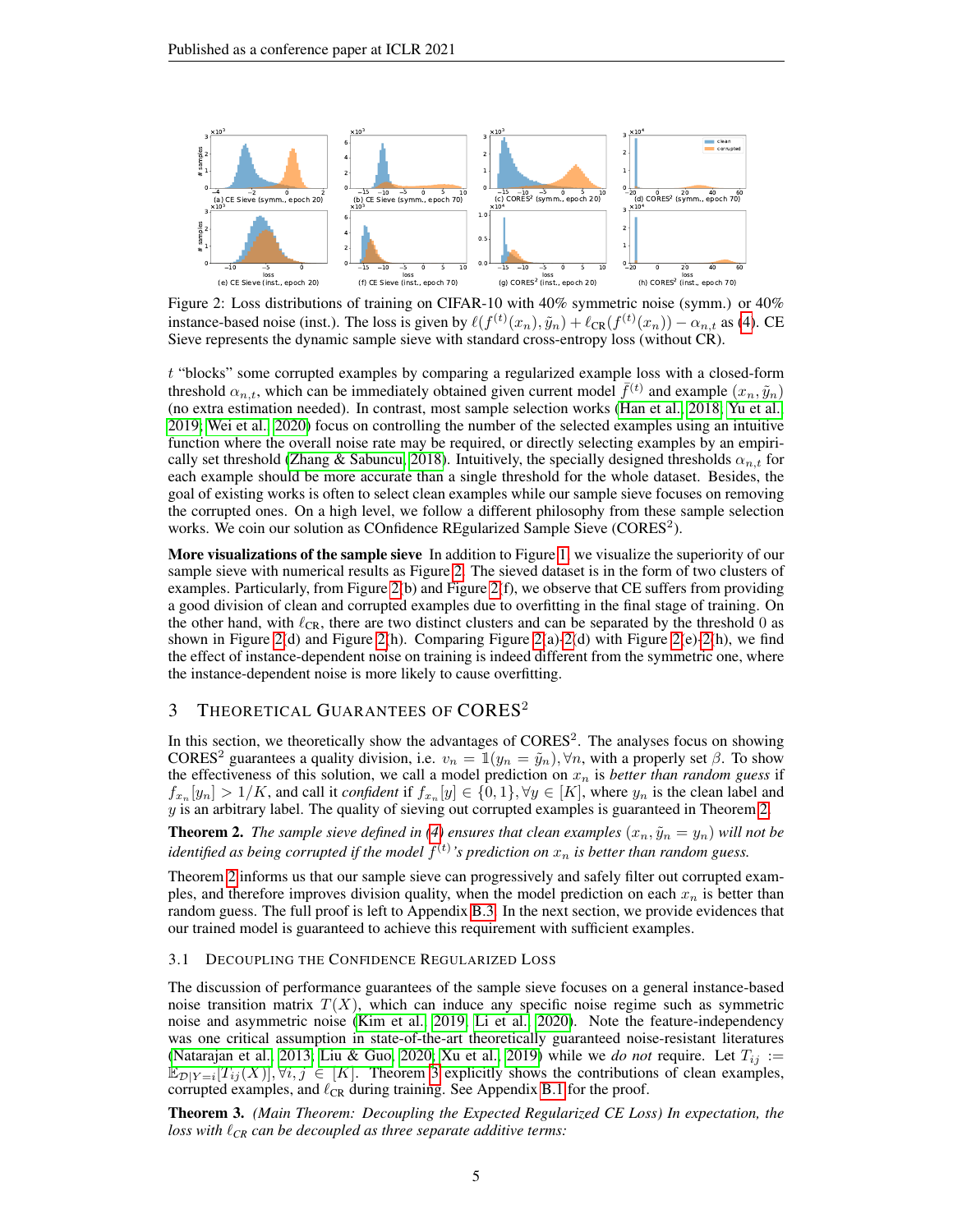Figure 2: Loss distributions of training on CIFAR-10 with 40% symmetric noise (symm.) or 40% instance-based noise (inst.). The loss is given by $\ell(f^{(t)}(x_n), \tilde{y}_n) + \ell_{\text{CR}}(f^{(t)}(x_n)) - \alpha_{n,t}$ as (4). CE Sieve represents the dynamic sample sieve with standard cross-entropy loss (without CR).

$t$ "blocks" some corrupted examples by comparing a regularized example loss with a closed-form threshold $\alpha_{n,t}$, which can be immediately obtained given current model $\bar{f}^{(t)}$ and example $(x_n, \tilde{y}_n)$ (no extra estimation needed). In contrast, most sample selection works (Han et al., 2018; Yu et al., 2019; Wei et al., 2020) focus on controlling the number of the selected examples using an intuitive function where the overall noise rate may be required, or directly selecting examples by an empirically set threshold (Zhang & Sabuncu, 2018). Intuitively, the specially designed thresholds $\alpha_{n,t}$ for each example should be more accurate than a single threshold for the whole dataset. Besides, the goal of existing works is often to select clean examples while our sample sieve focuses on removing the corrupted ones. On a high level, we follow a different philosophy from these sample selection works. We coin our solution as COnfidence REgularized Sample Sieve (CORES$^2$).

**More visualizations of the sample sieve** In addition to Figure 1, we visualize the superiority of our sample sieve with numerical results as Figure 2. The sieved dataset is in the form of two clusters of examples. Particularly, from Figure 2(b) and Figure 2(f), we observe that CE suffers from providing a good division of clean and corrupted examples due to overfitting in the final stage of training. On the other hand, with $\ell_{\text{CR}}$, there are two distinct clusters and can be separated by the threshold 0 as shown in Figure 2(d) and Figure 2(h). Comparing Figure 2(a)-2(d) with Figure 2(e)-2(h), we find the effect of instance-dependent noise on training is indeed different from the symmetric one, where the instance-dependent noise is more likely to cause overfitting.

## 3 Theoretical Guarantees of CORES$^2$

In this section, we theoretically show the advantages of CORES$^2$. The analyses focus on showing CORES$^2$ guarantees a quality division, i.e. $v_n = \mathbb{1}(y_n = \tilde{y}_n), \forall n$, with a properly set $\beta$. To show the effectiveness of this solution, we call a model prediction on $x_n$ is *better than random guess* if $f_{x_n}[y_n] > 1/K$, and call it *confident* if $f_{x_n}[y] \in \{0, 1\}, \forall y \in [K]$, where $y_n$ is the clean label and $y$ is an arbitrary label. The quality of sieving out corrupted examples is guaranteed in Theorem 2.

**Theorem 2.** *The sample sieve defined in (4) ensures that clean examples $(x_n, \tilde{y}_n = y_n)$ will not be identified as being corrupted if the model $f^{(t)}$'s prediction on $x_n$ is better than random guess.*

Theorem 2 informs us that our sample sieve can progressively and safely filter out corrupted examples, and therefore improves division quality, when the model prediction on each $x_n$ is better than random guess. The full proof is left to Appendix B.3. In the next section, we provide evidences that our trained model is guaranteed to achieve this requirement with sufficient examples.

### 3.1 Decoupling the Confidence Regularized Loss

The discussion of performance guarantees of the sample sieve focuses on a general instance-based noise transition matrix $T(X)$, which can induce any specific noise regime such as symmetric noise and asymmetric noise (Kim et al., 2019; Li et al., 2020). Note the feature-independency was one critical assumption in state-of-the-art theoretically guaranteed noise-resistant literatures (Natarajan et al., 2013; Liu & Guo, 2020; Xu et al., 2019) while we *do not* require. Let $T_{ij} := \mathbb{E}_{\mathcal{D}|Y=i}[T_{ij}(X)], \forall i, j \in [K]$. Theorem 3 explicitly shows the contributions of clean examples, corrupted examples, and $\ell_{\text{CR}}$ during training. See Appendix B.1 for the proof.

**Theorem 3.** *(Main Theorem: Decoupling the Expected Regularized CE Loss) In expectation, the loss with $\ell_{CR}$ can be decoupled as three separate additive terms:*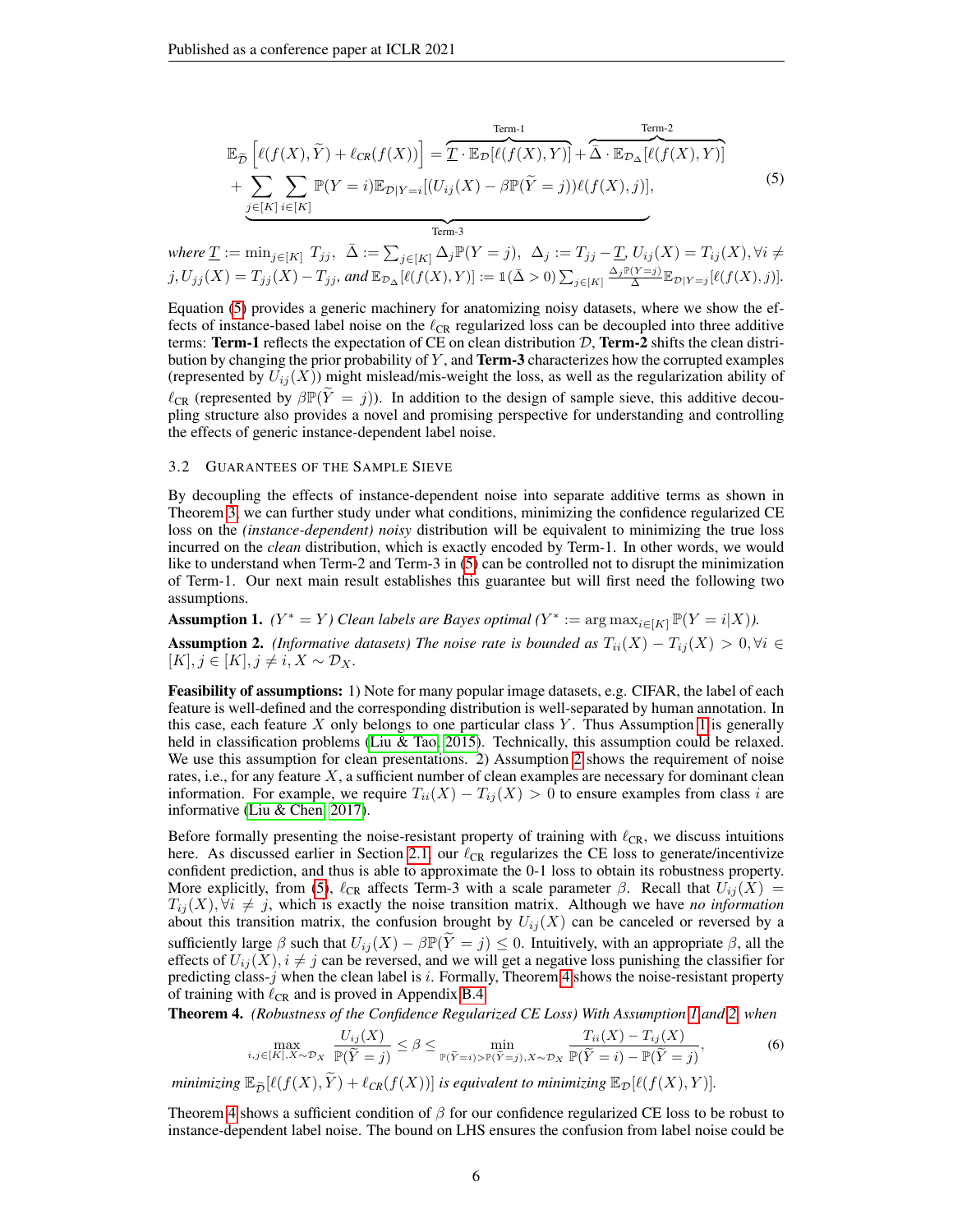$$
\begin{aligned}
\mathbb{E}_{\widetilde{\mathcal{D}}}\left[\ell(f(X),\widetilde{Y})+\ell_{CR}(f(X))\right] &= \overbrace{\underline{T}\cdot\mathbb{E}_{\mathcal{D}}[\ell(f(X),Y)]}^{\text{Term-1}}+\overbrace{\bar{\Delta}\cdot\mathbb{E}_{\mathcal{D}_{\Delta}}[\ell(f(X),Y)]}^{\text{Term-2}} \\
&+ \underbrace{\sum_{j\in[K]}\sum_{i\in[K]}\mathbb{P}(Y=i)\mathbb{E}_{\mathcal{D}|Y=i}[(U_{ij}(X)-\beta\mathbb{P}(\widetilde{Y}=j))\ell(f(X),j)]}_{\text{Term-3}},
\end{aligned}
\tag{5}
$$

*where* $\underline{T} := \min_{j\in[K]} T_{jj}$, $\bar{\Delta} := \sum_{j\in[K]}\Delta_j\mathbb{P}(Y=j)$, $\Delta_j := T_{jj}-\underline{T}$, $U_{ij}(X)=T_{ij}(X), \forall i\neq j, U_{jj}(X)=T_{jj}(X)-T_{jj}$, *and* $\mathbb{E}_{\mathcal{D}_{\Delta}}[\ell(f(X),Y)] := \mathbb{1}(\bar{\Delta}>0)\sum_{j\in[K]}\frac{\Delta_j\mathbb{P}(Y=j)}{\bar{\Delta}}\mathbb{E}_{\mathcal{D}|Y=j}[\ell(f(X),j)]$.

Equation (5) provides a generic machinery for anatomizing noisy datasets, where we show the effects of instance-based label noise on the $\ell_{\text{CR}}$ regularized loss can be decoupled into three additive terms: **Term-1** reflects the expectation of CE on clean distribution $\mathcal{D}$, **Term-2** shifts the clean distribution by changing the prior probability of $Y$, and **Term-3** characterizes how the corrupted examples (represented by $U_{ij}(X)$) might mislead/mis-weight the loss, as well as the regularization ability of $\ell_{\text{CR}}$ (represented by $\beta\mathbb{P}(\widetilde{Y}=j)$). In addition to the design of sample sieve, this additive decoupling structure also provides a novel and promising perspective for understanding and controlling the effects of generic instance-dependent label noise.

### 3.2 Guarantees of the Sample Sieve

By decoupling the effects of instance-dependent noise into separate additive terms as shown in Theorem 3, we can further study under what conditions, minimizing the confidence regularized CE loss on the *(instance-dependent) noisy* distribution will be equivalent to minimizing the true loss incurred on the *clean* distribution, which is exactly encoded by Term-1. In other words, we would like to understand when Term-2 and Term-3 in (5) can be controlled not to disrupt the minimization of Term-1. Our next main result establishes this guarantee but will first need the following two assumptions.

**Assumption 1.** *($Y^*=Y$) Clean labels are Bayes optimal ($Y^* := \arg\max_{i\in[K]}\mathbb{P}(Y=i|X)$).*

**Assumption 2.** *(Informative datasets) The noise rate is bounded as $T_{ii}(X)-T_{ij}(X)>0, \forall i\in[K], j\in[K], j\neq i, X\sim\mathcal{D}_X$.*

**Feasibility of assumptions:** 1) Note for many popular image datasets, e.g. CIFAR, the label of each feature is well-defined and the corresponding distribution is well-separated by human annotation. In this case, each feature $X$ only belongs to one particular class $Y$. Thus Assumption 1 is generally held in classification problems (Liu & Tao, 2015). Technically, this assumption could be relaxed. We use this assumption for clean presentations. 2) Assumption 2 shows the requirement of noise rates, i.e., for any feature $X$, a sufficient number of clean examples are necessary for dominant clean information. For example, we require $T_{ii}(X)-T_{ij}(X)>0$ to ensure examples from class $i$ are informative (Liu & Chen, 2017).

Before formally presenting the noise-resistant property of training with $\ell_{\text{CR}}$, we discuss intuitions here. As discussed earlier in Section 2.1, our $\ell_{\text{CR}}$ regularizes the CE loss to generate/incentivize confident prediction, and thus is able to approximate the 0-1 loss to obtain its robustness property. More explicitly, from (5), $\ell_{\text{CR}}$ affects Term-3 with a scale parameter $\beta$. Recall that $U_{ij}(X)=T_{ij}(X), \forall i\neq j$, which is exactly the noise transition matrix. Although we have *no information* about this transition matrix, the confusion brought by $U_{ij}(X)$ can be canceled or reversed by a sufficiently large $\beta$ such that $U_{ij}(X)-\beta\mathbb{P}(\widetilde{Y}=j)\le 0$. Intuitively, with an appropriate $\beta$, all the effects of $U_{ij}(X), i\neq j$ can be reversed, and we will get a negative loss punishing the classifier for predicting class-$j$ when the clean label is $i$. Formally, Theorem 4 shows the noise-resistant property of training with $\ell_{\text{CR}}$ and is proved in Appendix B.4.

**Theorem 4.** *(Robustness of the Confidence Regularized CE Loss) With Assumption 1 and 2, when*

$$
\max_{i,j\in[K],X\sim\mathcal{D}_X}\frac{U_{ij}(X)}{\mathbb{P}(\widetilde{Y}=j)}\le\beta\le\min_{\mathbb{P}(\widetilde{Y}=i)>\mathbb{P}(\widetilde{Y}=j),X\sim\mathcal{D}_X}\frac{T_{ii}(X)-T_{ij}(X)}{\mathbb{P}(\widetilde{Y}=i)-\mathbb{P}(\widetilde{Y}=j)},
\tag{6}
$$

*minimizing $\mathbb{E}_{\widetilde{\mathcal{D}}}[\ell(f(X),\widetilde{Y})+\ell_{CR}(f(X))]$ is equivalent to minimizing $\mathbb{E}_{\mathcal{D}}[\ell(f(X),Y)]$.*

Theorem 4 shows a sufficient condition of $\beta$ for our confidence regularized CE loss to be robust to instance-dependent label noise. The bound on LHS ensures the confusion from label noise could be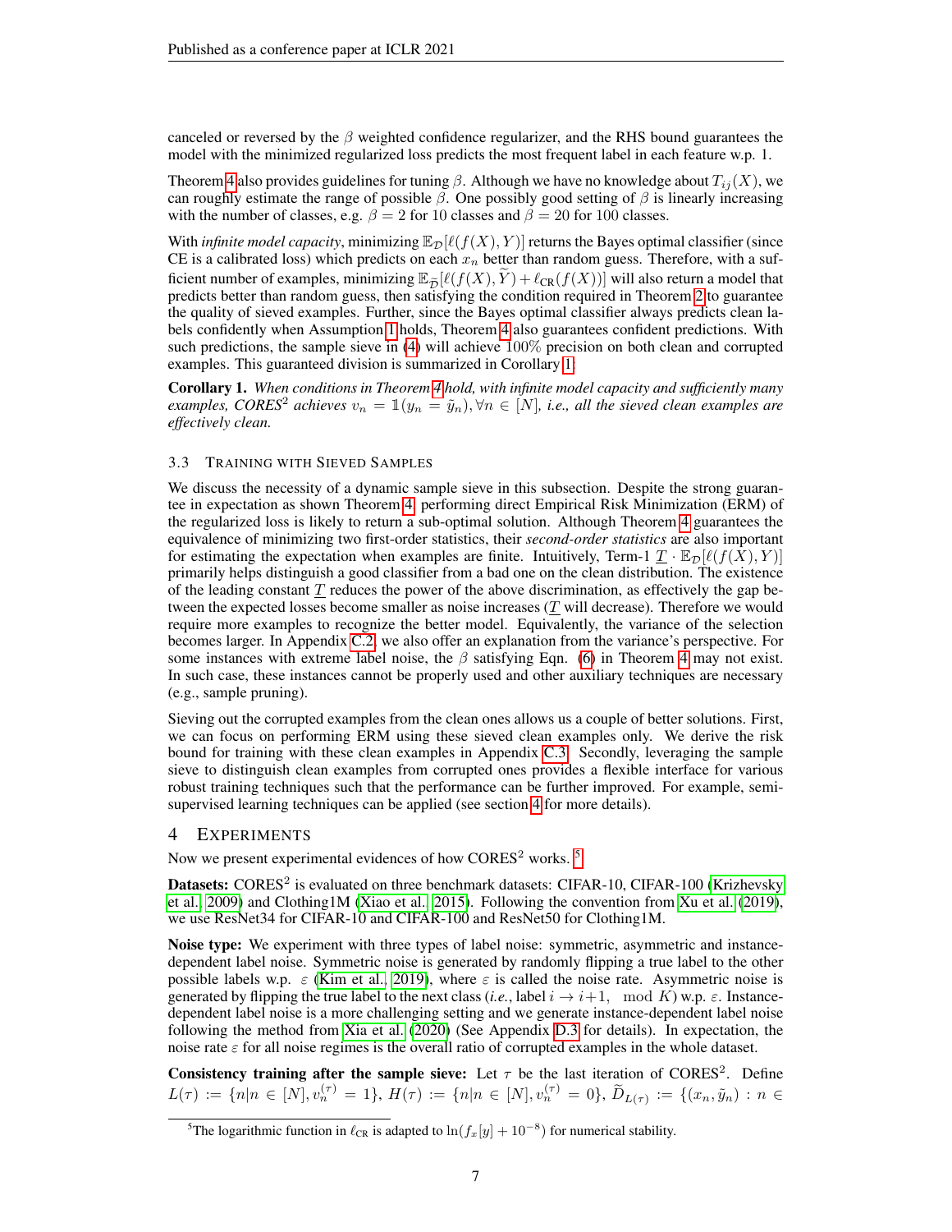canceled or reversed by the $\beta$ weighted confidence regularizer, and the RHS bound guarantees the model with the minimized regularized loss predicts the most frequent label in each feature w.p. 1.

Theorem 4 also provides guidelines for tuning $\beta$. Although we have no knowledge about $T_{ij}(X)$, we can roughly estimate the range of possible $\beta$. One possibly good setting of $\beta$ is linearly increasing with the number of classes, e.g. $\beta = 2$ for 10 classes and $\beta = 20$ for 100 classes.

With *infinite model capacity*, minimizing $\mathbb{E}_{\mathcal{D}}[\ell(f(X), Y)]$ returns the Bayes optimal classifier (since CE is a calibrated loss) which predicts on each $x_n$ better than random guess. Therefore, with a sufficient number of examples, minimizing $\mathbb{E}_{\widetilde{\mathcal{D}}}[\ell(f(X), \widetilde{Y}) + \ell_{\text{CR}}(f(X))]$ will also return a model that predicts better than random guess, then satisfying the condition required in Theorem 2 to guarantee the quality of sieved examples. Further, since the Bayes optimal classifier always predicts clean labels confidently when Assumption 1 holds, Theorem 4 also guarantees confident predictions. With such predictions, the sample sieve in (4) will achieve $100\%$ precision on both clean and corrupted examples. This guaranteed division is summarized in Corollary 1:

**Corollary 1.** *When conditions in Theorem 4 hold, with infinite model capacity and sufficiently many examples, CORES$^2$ achieves $v_n = \mathbb{1}(y_n = \tilde{y}_n), \forall n \in [N]$, i.e., all the sieved clean examples are effectively clean.*

### 3.3 Training with Sieved Samples

We discuss the necessity of a dynamic sample sieve in this subsection. Despite the strong guarantee in expectation as shown Theorem 4, performing direct Empirical Risk Minimization (ERM) of the regularized loss is likely to return a sub-optimal solution. Although Theorem 4 guarantees the equivalence of minimizing two first-order statistics, their *second-order statistics* are also important for estimating the expectation when examples are finite. Intuitively, Term-1 $\underline{T} \cdot \mathbb{E}_{\mathcal{D}}[\ell(f(X), Y)]$ primarily helps distinguish a good classifier from a bad one on the clean distribution. The existence of the leading constant $\underline{T}$ reduces the power of the above discrimination, as effectively the gap between the expected losses become smaller as noise increases ($\underline{T}$ will decrease). Therefore we would require more examples to recognize the better model. Equivalently, the variance of the selection becomes larger. In Appendix C.2, we also offer an explanation from the variance's perspective. For some instances with extreme label noise, the $\beta$ satisfying Eqn. (6) in Theorem 4 may not exist. In such case, these instances cannot be properly used and other auxiliary techniques are necessary (e.g., sample pruning).

Sieving out the corrupted examples from the clean ones allows us a couple of better solutions. First, we can focus on performing ERM using these sieved clean examples only. We derive the risk bound for training with these clean examples in Appendix C.3. Secondly, leveraging the sample sieve to distinguish clean examples from corrupted ones provides a flexible interface for various robust training techniques such that the performance can be further improved. For example, semi-supervised learning techniques can be applied (see section 4 for more details).

## 4 Experiments

Now we present experimental evidences of how CORES$^2$ works.[5]

**Datasets:** CORES$^2$ is evaluated on three benchmark datasets: CIFAR-10, CIFAR-100 (Krizhevsky et al., 2009) and Clothing1M (Xiao et al., 2015). Following the convention from Xu et al. (2019), we use ResNet34 for CIFAR-10 and CIFAR-100 and ResNet50 for Clothing1M.

**Noise type:** We experiment with three types of label noise: symmetric, asymmetric and instance-dependent label noise. Symmetric noise is generated by randomly flipping a true label to the other possible labels w.p. $\varepsilon$ (Kim et al., 2019), where $\varepsilon$ is called the noise rate. Asymmetric noise is generated by flipping the true label to the next class (*i.e.*, label $i \to i+1, \mod K$) w.p. $\varepsilon$. Instance-dependent label noise is a more challenging setting and we generate instance-dependent label noise following the method from Xia et al. (2020) (See Appendix D.3 for details). In expectation, the noise rate $\varepsilon$ for all noise regimes is the overall ratio of corrupted examples in the whole dataset.

**Consistency training after the sample sieve:** Let $\tau$ be the last iteration of CORES$^2$. Define $L(\tau) := \{n | n \in [N], v_n^{(\tau)} = 1\}$, $H(\tau) := \{n | n \in [N], v_n^{(\tau)} = 0\}$, $\widetilde{D}_{L(\tau)} := \{(x_n, \tilde{y}_n) : n \in$

[5] The logarithmic function in $\ell_{\text{CR}}$ is adapted to $\ln(f_x[y] + 10^{-8})$ for numerical stability.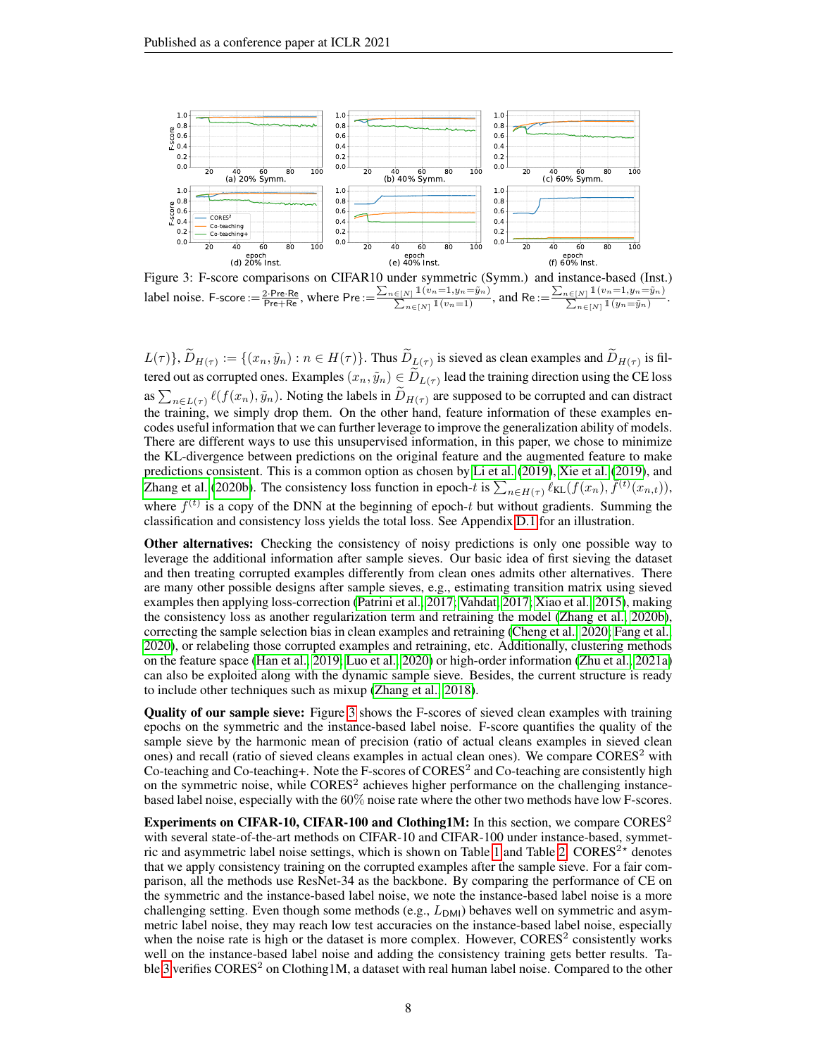Figure 3: F-score comparisons on CIFAR10 under symmetric (Symm.) and instance-based (Inst.) label noise. $\text{F-score} := \frac{2 \cdot \text{Pre} \cdot \text{Re}}{\text{Pre} + \text{Re}}$, where $\text{Pre} := \frac{\sum_{n \in [N]} \mathbb{1}(v_n = 1, y_n = \tilde{y}_n)}{\sum_{n \in [N]} \mathbb{1}(v_n = 1)}$, and $\text{Re} := \frac{\sum_{n \in [N]} \mathbb{1}(v_n = 1, y_n = \tilde{y}_n)}{\sum_{n \in [N]} \mathbb{1}(y_n = \tilde{y}_n)}$.

$L(\tau)\}$, $\widetilde{D}_{H(\tau)} := \{(x_n, \tilde{y}_n) : n \in H(\tau)\}$. Thus $\widetilde{D}_{L(\tau)}$ is sieved as clean examples and $\widetilde{D}_{H(\tau)}$ is filtered out as corrupted ones. Examples $(x_n, \tilde{y}_n) \in \widetilde{D}_{L(\tau)}$ lead the training direction using the CE loss as $\sum_{n \in L(\tau)} \ell(f(x_n), \tilde{y}_n)$. Noting the labels in $\widetilde{D}_{H(\tau)}$ are supposed to be corrupted and can distract the training, we simply drop them. On the other hand, feature information of these examples encodes useful information that we can further leverage to improve the generalization ability of models. There are different ways to use this unsupervised information, in this paper, we chose to minimize the KL-divergence between predictions on the original feature and the augmented feature to make predictions consistent. This is a common option as chosen by Li et al. (2019), Xie et al. (2019), and Zhang et al. (2020b). The consistency loss function in epoch-$t$ is $\sum_{n \in H(\tau)} \ell_{\text{KL}}(f(x_n), \bar{f}^{(t)}(x_{n,t}))$, where $\bar{f}^{(t)}$ is a copy of the DNN at the beginning of epoch-$t$ but without gradients. Summing the classification and consistency loss yields the total loss. See Appendix D.1 for an illustration.

**Other alternatives:** Checking the consistency of noisy predictions is only one possible way to leverage the additional information after sample sieves. Our basic idea of first sieving the dataset and then treating corrupted examples differently from clean ones admits other alternatives. There are many other possible designs after sample sieves, e.g., estimating transition matrix using sieved examples then applying loss-correction (Patrini et al., 2017; Vahdat, 2017; Xiao et al., 2015), making the consistency loss as another regularization term and retraining the model (Zhang et al., 2020b), correcting the sample selection bias in clean examples and retraining (Cheng et al., 2020; Fang et al., 2020), or relabeling those corrupted examples and retraining, etc. Additionally, clustering methods on the feature space (Han et al., 2019; Luo et al., 2020) or high-order information (Zhu et al., 2021a) can also be exploited along with the dynamic sample sieve. Besides, the current structure is ready to include other techniques such as mixup (Zhang et al., 2018).

**Quality of our sample sieve:** Figure 3 shows the F-scores of sieved clean examples with training epochs on the symmetric and the instance-based label noise. F-score quantifies the quality of the sample sieve by the harmonic mean of precision (ratio of actual cleans examples in sieved clean ones) and recall (ratio of sieved cleans examples in actual clean ones). We compare CORES$^2$ with Co-teaching and Co-teaching+. Note the F-scores of CORES$^2$ and Co-teaching are consistently high on the symmetric noise, while CORES$^2$ achieves higher performance on the challenging instance-based label noise, especially with the 60% noise rate where the other two methods have low F-scores.

**Experiments on CIFAR-10, CIFAR-100 and Clothing1M:** In this section, we compare CORES$^2$ with several state-of-the-art methods on CIFAR-10 and CIFAR-100 under instance-based, symmetric and asymmetric label noise settings, which is shown on Table 1 and Table 2. CORES$^{2\star}$ denotes that we apply consistency training on the corrupted examples after the sample sieve. For a fair comparison, all the methods use ResNet-34 as the backbone. By comparing the performance of CE on the symmetric and the instance-based label noise, we note the instance-based label noise is a more challenging setting. Even though some methods (e.g., $L_{\text{DMI}}$) behaves well on symmetric and asymmetric label noise, they may reach low test accuracies on the instance-based label noise, especially when the noise rate is high or the dataset is more complex. However, CORES$^2$ consistently works well on the instance-based label noise and adding the consistency training gets better results. Table 3 verifies CORES$^2$ on Clothing1M, a dataset with real human label noise. Compared to the other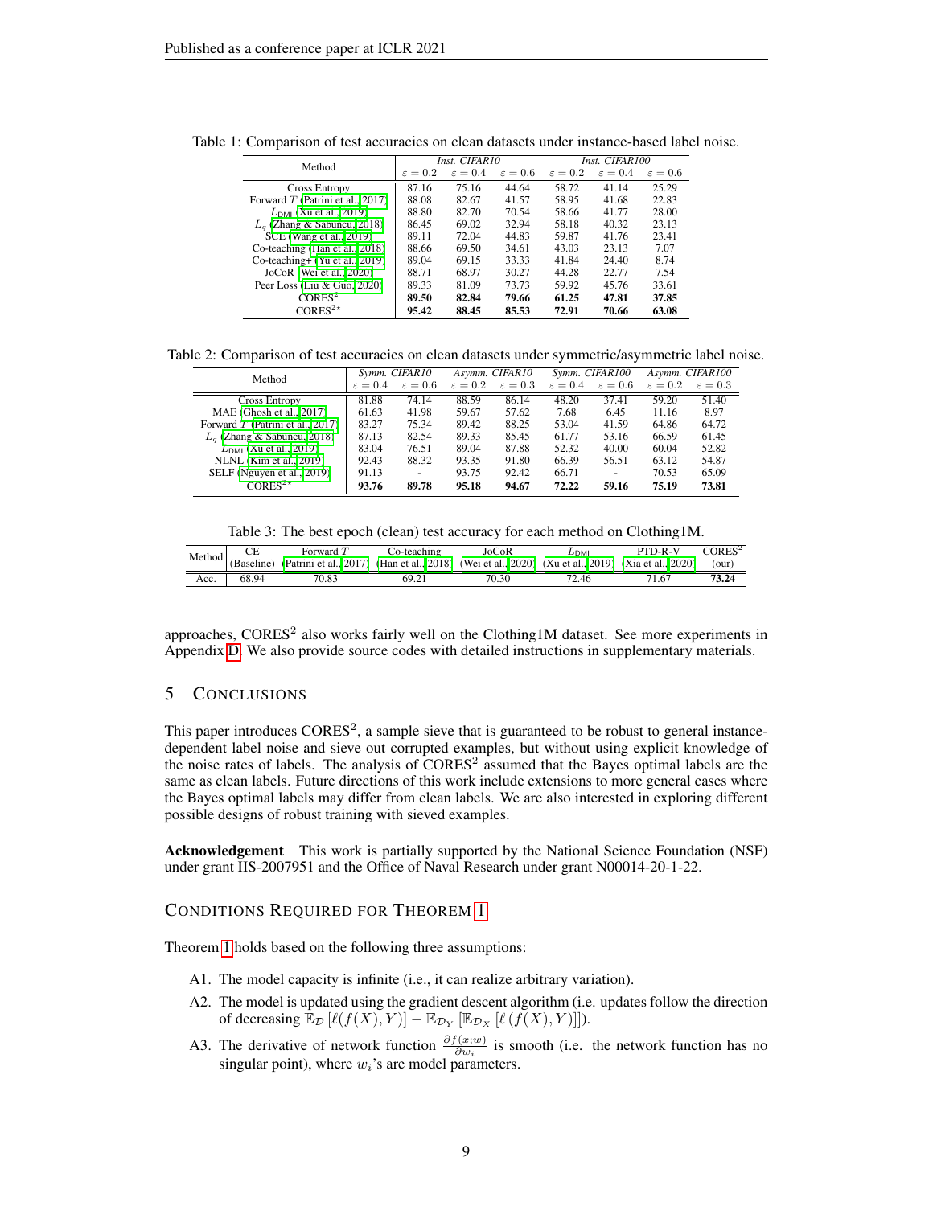Table 1: Comparison of test accuracies on clean datasets under instance-based label noise.

| Method | *Inst. CIFAR10* | | | *Inst. CIFAR100* | | |
|---|---|---|---|---|---|---|
| | $\varepsilon = 0.2$ | $\varepsilon = 0.4$ | $\varepsilon = 0.6$ | $\varepsilon = 0.2$ | $\varepsilon = 0.4$ | $\varepsilon = 0.6$ |
| Cross Entropy | 87.16 | 75.16 | 44.64 | 58.72 | 41.14 | 25.29 |
| Forward $T$ (Patrini et al., 2017) | 88.08 | 82.67 | 41.57 | 58.95 | 41.68 | 22.83 |
| $L_{\text{DMI}}$ (Xu et al., 2019) | 88.80 | 82.70 | 70.54 | 58.66 | 41.77 | 28.00 |
| $L_q$ (Zhang & Sabuncu, 2018) | 86.45 | 69.02 | 32.94 | 58.18 | 40.32 | 23.13 |
| SCE (Wang et al., 2019) | 89.11 | 72.04 | 44.83 | 59.87 | 41.76 | 23.41 |
| Co-teaching (Han et al., 2018) | 88.66 | 69.50 | 34.61 | 43.03 | 23.13 | 7.07 |
| Co-teaching+ (Yu et al., 2019) | 89.04 | 69.15 | 33.33 | 41.84 | 24.40 | 8.74 |
| JoCoR (Wei et al., 2020) | 88.71 | 68.97 | 30.27 | 44.28 | 22.77 | 7.54 |
| Peer Loss (Liu & Guo, 2020) | 89.33 | 81.09 | 73.73 | 59.92 | 45.76 | 33.61 |
| CORES$^2$ | **89.50** | **82.84** | **79.66** | **61.25** | **47.81** | **37.85** |
| CORES$^{2\star}$ | **95.42** | **88.45** | **85.53** | **72.91** | **70.66** | **63.08** |

Table 2: Comparison of test accuracies on clean datasets under symmetric/asymmetric label noise.

| Method | *Symm. CIFAR10* | | *Asymm. CIFAR10* | | *Symm. CIFAR100* | | *Asymm. CIFAR100* | |
|---|---|---|---|---|---|---|---|---|
| | $\varepsilon = 0.4$ | $\varepsilon = 0.6$ | $\varepsilon = 0.2$ | $\varepsilon = 0.3$ | $\varepsilon = 0.4$ | $\varepsilon = 0.6$ | $\varepsilon = 0.2$ | $\varepsilon = 0.3$ |
| Cross Entropy | 81.88 | 74.14 | 88.59 | 86.14 | 48.20 | 37.41 | 59.20 | 51.40 |
| MAE (Ghosh et al., 2017) | 61.63 | 41.98 | 59.67 | 57.62 | 7.68 | 6.45 | 11.16 | 8.97 |
| Forward $T$ (Patrini et al., 2017) | 83.27 | 75.34 | 89.42 | 88.25 | 53.04 | 41.59 | 64.86 | 64.72 |
| $L_q$ (Zhang & Sabuncu, 2018) | 87.13 | 82.54 | 89.33 | 85.45 | 61.77 | 53.16 | 66.59 | 61.45 |
| $L_{\text{DMI}}$ (Xu et al., 2019) | 83.04 | 76.51 | 89.04 | 87.88 | 52.32 | 40.00 | 60.04 | 52.82 |
| NLNL (Kim et al., 2019) | 92.43 | 88.32 | 93.35 | 91.80 | 66.39 | 56.51 | 63.12 | 54.87 |
| SELF (Nguyen et al., 2019) | 91.13 | - | 93.75 | 92.42 | 66.71 | - | 70.53 | 65.09 |
| CORES$^{2\star}$ | **93.76** | **89.78** | **95.18** | **94.67** | **72.22** | **59.16** | **75.19** | **73.81** |

Table 3: The best epoch (clean) test accuracy for each method on Clothing1M.

| Method | CE (Baseline) | Forward $T$ (Patrini et al., 2017) | Co-teaching (Han et al., 2018) | JoCoR (Wei et al., 2020) | $L_{\text{DMI}}$ (Xu et al., 2019) | PTD-R-V (Xia et al., 2020) | CORES$^2$ (our) |
|---|---|---|---|---|---|---|---|
| Acc. | 68.94 | 70.83 | 69.21 | 70.30 | 72.46 | 71.67 | **73.24** |

approaches, CORES$^2$ also works fairly well on the Clothing1M dataset. See more experiments in Appendix D. We also provide source codes with detailed instructions in supplementary materials.

## 5 Conclusions

This paper introduces CORES$^2$, a sample sieve that is guaranteed to be robust to general instance-dependent label noise and sieve out corrupted examples, but without using explicit knowledge of the noise rates of labels. The analysis of CORES$^2$ assumed that the Bayes optimal labels are the same as clean labels. Future directions of this work include extensions to more general cases where the Bayes optimal labels may differ from clean labels. We are also interested in exploring different possible designs of robust training with sieved examples.

**Acknowledgement** This work is partially supported by the National Science Foundation (NSF) under grant IIS-2007951 and the Office of Naval Research under grant N00014-20-1-22.

## Conditions Required for Theorem 1

Theorem 1 holds based on the following three assumptions:

A1. The model capacity is infinite (i.e., it can realize arbitrary variation).

A2. The model is updated using the gradient descent algorithm (i.e. updates follow the direction of decreasing $\mathbb{E}_{\mathcal{D}}\left[\ell(f(X), Y)\right] - \mathbb{E}_{\mathcal{D}_Y}\left[\mathbb{E}_{\mathcal{D}_X}\left[\ell\left(f(X), Y\right)\right]\right]$).

A3. The derivative of network function $\frac{\partial f(x;w)}{\partial w_i}$ is smooth (i.e. the network function has no singular point), where $w_i$'s are model parameters.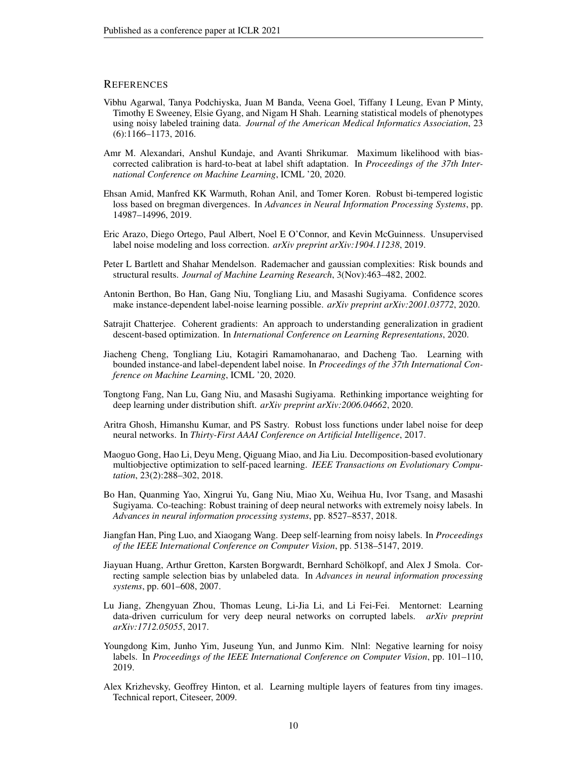## REFERENCES

Vibhu Agarwal, Tanya Podchiyska, Juan M Banda, Veena Goel, Tiffany I Leung, Evan P Minty, Timothy E Sweeney, Elsie Gyang, and Nigam H Shah. Learning statistical models of phenotypes using noisy labeled training data. *Journal of the American Medical Informatics Association*, 23 (6):1166–1173, 2016.

Amr M. Alexandari, Anshul Kundaje, and Avanti Shrikumar. Maximum likelihood with bias-corrected calibration is hard-to-beat at label shift adaptation. In *Proceedings of the 37th International Conference on Machine Learning*, ICML '20, 2020.

Ehsan Amid, Manfred KK Warmuth, Rohan Anil, and Tomer Koren. Robust bi-tempered logistic loss based on bregman divergences. In *Advances in Neural Information Processing Systems*, pp. 14987–14996, 2019.

Eric Arazo, Diego Ortego, Paul Albert, Noel E O'Connor, and Kevin McGuinness. Unsupervised label noise modeling and loss correction. *arXiv preprint arXiv:1904.11238*, 2019.

Peter L Bartlett and Shahar Mendelson. Rademacher and gaussian complexities: Risk bounds and structural results. *Journal of Machine Learning Research*, 3(Nov):463–482, 2002.

Antonin Berthon, Bo Han, Gang Niu, Tongliang Liu, and Masashi Sugiyama. Confidence scores make instance-dependent label-noise learning possible. *arXiv preprint arXiv:2001.03772*, 2020.

Satrajit Chatterjee. Coherent gradients: An approach to understanding generalization in gradient descent-based optimization. In *International Conference on Learning Representations*, 2020.

Jiacheng Cheng, Tongliang Liu, Kotagiri Ramamohanarao, and Dacheng Tao. Learning with bounded instance-and label-dependent label noise. In *Proceedings of the 37th International Conference on Machine Learning*, ICML '20, 2020.

Tongtong Fang, Nan Lu, Gang Niu, and Masashi Sugiyama. Rethinking importance weighting for deep learning under distribution shift. *arXiv preprint arXiv:2006.04662*, 2020.

Aritra Ghosh, Himanshu Kumar, and PS Sastry. Robust loss functions under label noise for deep neural networks. In *Thirty-First AAAI Conference on Artificial Intelligence*, 2017.

Maoguo Gong, Hao Li, Deyu Meng, Qiguang Miao, and Jia Liu. Decomposition-based evolutionary multiobjective optimization to self-paced learning. *IEEE Transactions on Evolutionary Computation*, 23(2):288–302, 2018.

Bo Han, Quanming Yao, Xingrui Yu, Gang Niu, Miao Xu, Weihua Hu, Ivor Tsang, and Masashi Sugiyama. Co-teaching: Robust training of deep neural networks with extremely noisy labels. In *Advances in neural information processing systems*, pp. 8527–8537, 2018.

Jiangfan Han, Ping Luo, and Xiaogang Wang. Deep self-learning from noisy labels. In *Proceedings of the IEEE International Conference on Computer Vision*, pp. 5138–5147, 2019.

Jiayuan Huang, Arthur Gretton, Karsten Borgwardt, Bernhard Schölkopf, and Alex J Smola. Correcting sample selection bias by unlabeled data. In *Advances in neural information processing systems*, pp. 601–608, 2007.

Lu Jiang, Zhengyuan Zhou, Thomas Leung, Li-Jia Li, and Li Fei-Fei. Mentornet: Learning data-driven curriculum for very deep neural networks on corrupted labels. *arXiv preprint arXiv:1712.05055*, 2017.

Youngdong Kim, Junho Yim, Juseung Yun, and Junmo Kim. Nlnl: Negative learning for noisy labels. In *Proceedings of the IEEE International Conference on Computer Vision*, pp. 101–110, 2019.

Alex Krizhevsky, Geoffrey Hinton, et al. Learning multiple layers of features from tiny images. Technical report, Citeseer, 2009.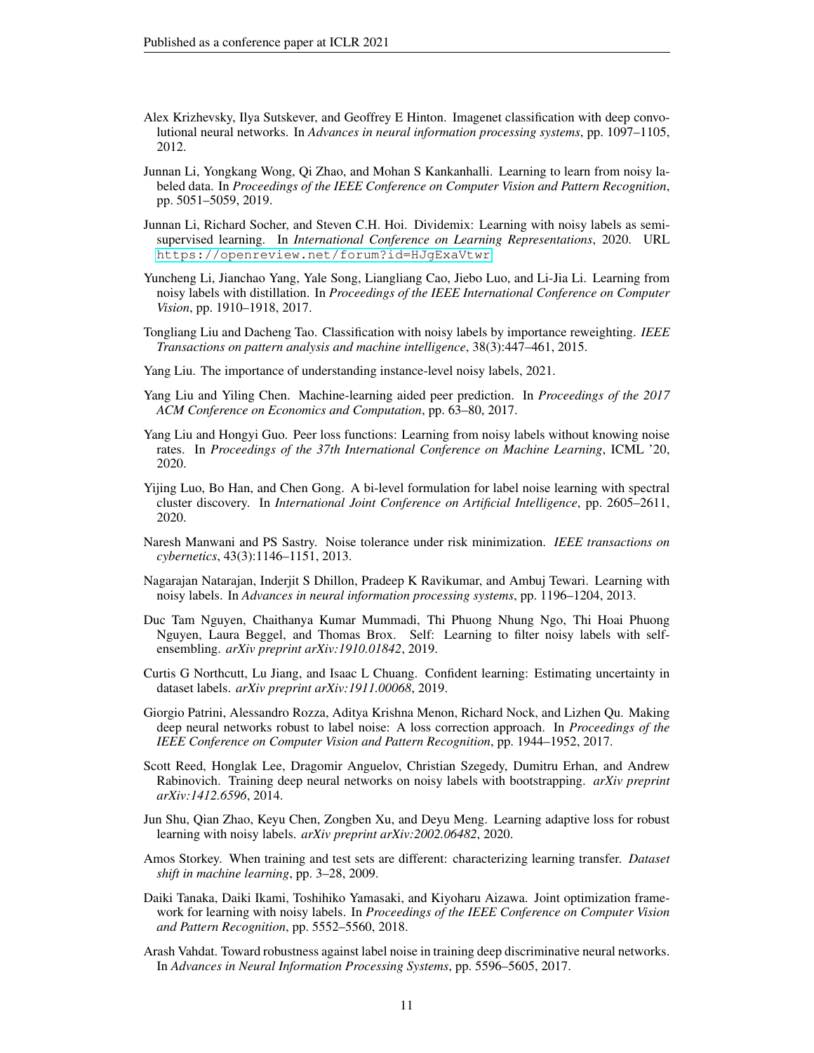Alex Krizhevsky, Ilya Sutskever, and Geoffrey E Hinton. Imagenet classification with deep convolutional neural networks. In *Advances in neural information processing systems*, pp. 1097–1105, 2012.

Junnan Li, Yongkang Wong, Qi Zhao, and Mohan S Kankanhalli. Learning to learn from noisy labeled data. In *Proceedings of the IEEE Conference on Computer Vision and Pattern Recognition*, pp. 5051–5059, 2019.

Junnan Li, Richard Socher, and Steven C.H. Hoi. Dividemix: Learning with noisy labels as semi-supervised learning. In *International Conference on Learning Representations*, 2020. URL https://openreview.net/forum?id=HJgExaVtwr.

Yuncheng Li, Jianchao Yang, Yale Song, Liangliang Cao, Jiebo Luo, and Li-Jia Li. Learning from noisy labels with distillation. In *Proceedings of the IEEE International Conference on Computer Vision*, pp. 1910–1918, 2017.

Tongliang Liu and Dacheng Tao. Classification with noisy labels by importance reweighting. *IEEE Transactions on pattern analysis and machine intelligence*, 38(3):447–461, 2015.

Yang Liu. The importance of understanding instance-level noisy labels, 2021.

Yang Liu and Yiling Chen. Machine-learning aided peer prediction. In *Proceedings of the 2017 ACM Conference on Economics and Computation*, pp. 63–80, 2017.

Yang Liu and Hongyi Guo. Peer loss functions: Learning from noisy labels without knowing noise rates. In *Proceedings of the 37th International Conference on Machine Learning*, ICML '20, 2020.

Yijing Luo, Bo Han, and Chen Gong. A bi-level formulation for label noise learning with spectral cluster discovery. In *International Joint Conference on Artificial Intelligence*, pp. 2605–2611, 2020.

Naresh Manwani and PS Sastry. Noise tolerance under risk minimization. *IEEE transactions on cybernetics*, 43(3):1146–1151, 2013.

Nagarajan Natarajan, Inderjit S Dhillon, Pradeep K Ravikumar, and Ambuj Tewari. Learning with noisy labels. In *Advances in neural information processing systems*, pp. 1196–1204, 2013.

Duc Tam Nguyen, Chaithanya Kumar Mummadi, Thi Phuong Nhung Ngo, Thi Hoai Phuong Nguyen, Laura Beggel, and Thomas Brox. Self: Learning to filter noisy labels with self-ensembling. *arXiv preprint arXiv:1910.01842*, 2019.

Curtis G Northcutt, Lu Jiang, and Isaac L Chuang. Confident learning: Estimating uncertainty in dataset labels. *arXiv preprint arXiv:1911.00068*, 2019.

Giorgio Patrini, Alessandro Rozza, Aditya Krishna Menon, Richard Nock, and Lizhen Qu. Making deep neural networks robust to label noise: A loss correction approach. In *Proceedings of the IEEE Conference on Computer Vision and Pattern Recognition*, pp. 1944–1952, 2017.

Scott Reed, Honglak Lee, Dragomir Anguelov, Christian Szegedy, Dumitru Erhan, and Andrew Rabinovich. Training deep neural networks on noisy labels with bootstrapping. *arXiv preprint arXiv:1412.6596*, 2014.

Jun Shu, Qian Zhao, Keyu Chen, Zongben Xu, and Deyu Meng. Learning adaptive loss for robust learning with noisy labels. *arXiv preprint arXiv:2002.06482*, 2020.

Amos Storkey. When training and test sets are different: characterizing learning transfer. *Dataset shift in machine learning*, pp. 3–28, 2009.

Daiki Tanaka, Daiki Ikami, Toshihiko Yamasaki, and Kiyoharu Aizawa. Joint optimization framework for learning with noisy labels. In *Proceedings of the IEEE Conference on Computer Vision and Pattern Recognition*, pp. 5552–5560, 2018.

Arash Vahdat. Toward robustness against label noise in training deep discriminative neural networks. In *Advances in Neural Information Processing Systems*, pp. 5596–5605, 2017.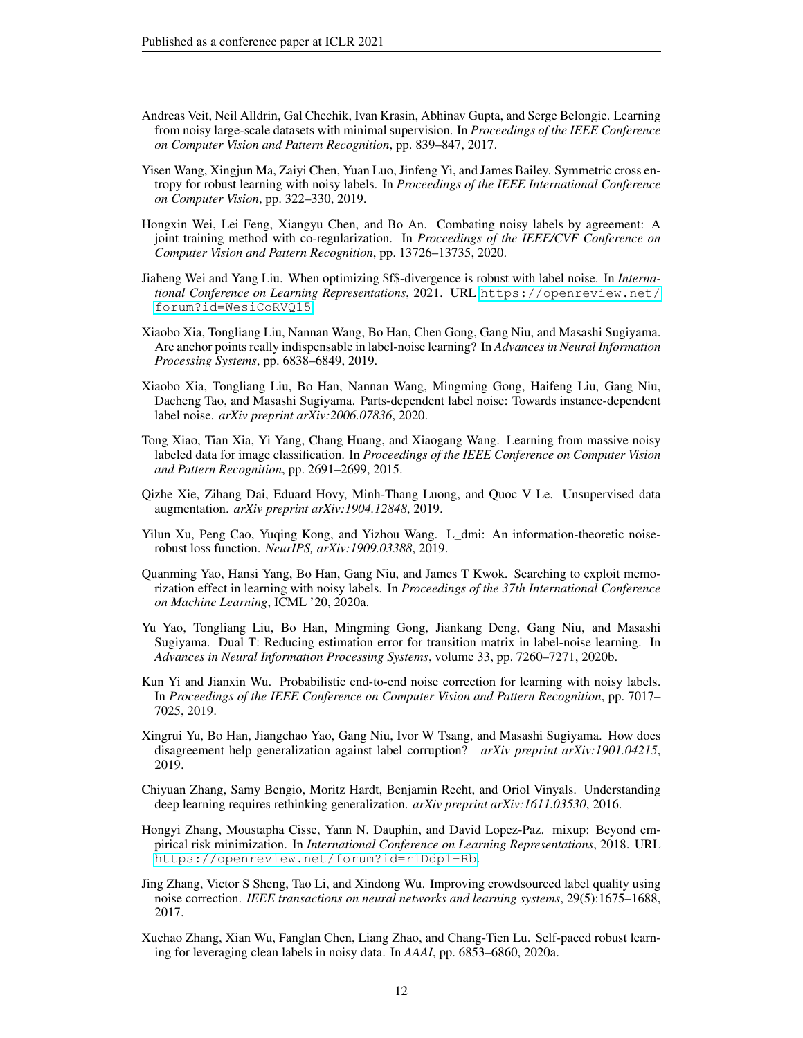Andreas Veit, Neil Alldrin, Gal Chechik, Ivan Krasin, Abhinav Gupta, and Serge Belongie. Learning from noisy large-scale datasets with minimal supervision. In *Proceedings of the IEEE Conference on Computer Vision and Pattern Recognition*, pp. 839–847, 2017.

Yisen Wang, Xingjun Ma, Zaiyi Chen, Yuan Luo, Jinfeng Yi, and James Bailey. Symmetric cross entropy for robust learning with noisy labels. In *Proceedings of the IEEE International Conference on Computer Vision*, pp. 322–330, 2019.

Hongxin Wei, Lei Feng, Xiangyu Chen, and Bo An. Combating noisy labels by agreement: A joint training method with co-regularization. In *Proceedings of the IEEE/CVF Conference on Computer Vision and Pattern Recognition*, pp. 13726–13735, 2020.

Jiaheng Wei and Yang Liu. When optimizing $f$-divergence is robust with label noise. In *International Conference on Learning Representations*, 2021. URL https://openreview.net/forum?id=WesiCoRVQ15.

Xiaobo Xia, Tongliang Liu, Nannan Wang, Bo Han, Chen Gong, Gang Niu, and Masashi Sugiyama. Are anchor points really indispensable in label-noise learning? In *Advances in Neural Information Processing Systems*, pp. 6838–6849, 2019.

Xiaobo Xia, Tongliang Liu, Bo Han, Nannan Wang, Mingming Gong, Haifeng Liu, Gang Niu, Dacheng Tao, and Masashi Sugiyama. Parts-dependent label noise: Towards instance-dependent label noise. *arXiv preprint arXiv:2006.07836*, 2020.

Tong Xiao, Tian Xia, Yi Yang, Chang Huang, and Xiaogang Wang. Learning from massive noisy labeled data for image classification. In *Proceedings of the IEEE Conference on Computer Vision and Pattern Recognition*, pp. 2691–2699, 2015.

Qizhe Xie, Zihang Dai, Eduard Hovy, Minh-Thang Luong, and Quoc V Le. Unsupervised data augmentation. *arXiv preprint arXiv:1904.12848*, 2019.

Yilun Xu, Peng Cao, Yuqing Kong, and Yizhou Wang. L_dmi: An information-theoretic noise-robust loss function. *NeurIPS, arXiv:1909.03388*, 2019.

Quanming Yao, Hansi Yang, Bo Han, Gang Niu, and James T Kwok. Searching to exploit memorization effect in learning with noisy labels. In *Proceedings of the 37th International Conference on Machine Learning*, ICML '20, 2020a.

Yu Yao, Tongliang Liu, Bo Han, Mingming Gong, Jiankang Deng, Gang Niu, and Masashi Sugiyama. Dual T: Reducing estimation error for transition matrix in label-noise learning. In *Advances in Neural Information Processing Systems*, volume 33, pp. 7260–7271, 2020b.

Kun Yi and Jianxin Wu. Probabilistic end-to-end noise correction for learning with noisy labels. In *Proceedings of the IEEE Conference on Computer Vision and Pattern Recognition*, pp. 7017–7025, 2019.

Xingrui Yu, Bo Han, Jiangchao Yao, Gang Niu, Ivor W Tsang, and Masashi Sugiyama. How does disagreement help generalization against label corruption? *arXiv preprint arXiv:1901.04215*, 2019.

Chiyuan Zhang, Samy Bengio, Moritz Hardt, Benjamin Recht, and Oriol Vinyals. Understanding deep learning requires rethinking generalization. *arXiv preprint arXiv:1611.03530*, 2016.

Hongyi Zhang, Moustapha Cisse, Yann N. Dauphin, and David Lopez-Paz. mixup: Beyond empirical risk minimization. In *International Conference on Learning Representations*, 2018. URL https://openreview.net/forum?id=r1Ddp1-Rb.

Jing Zhang, Victor S Sheng, Tao Li, and Xindong Wu. Improving crowdsourced label quality using noise correction. *IEEE transactions on neural networks and learning systems*, 29(5):1675–1688, 2017.

Xuchao Zhang, Xian Wu, Fanglan Chen, Liang Zhao, and Chang-Tien Lu. Self-paced robust learning for leveraging clean labels in noisy data. In *AAAI*, pp. 6853–6860, 2020a.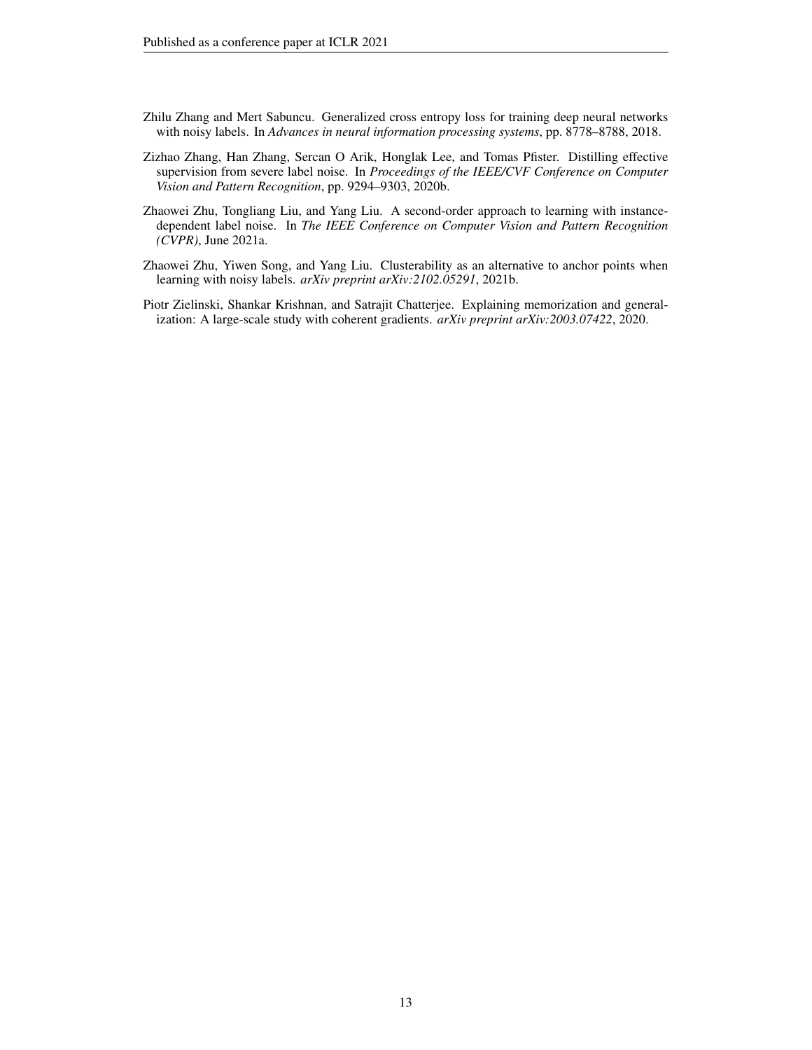Zhilu Zhang and Mert Sabuncu. Generalized cross entropy loss for training deep neural networks with noisy labels. In *Advances in neural information processing systems*, pp. 8778–8788, 2018.

Zizhao Zhang, Han Zhang, Sercan O Arik, Honglak Lee, and Tomas Pfister. Distilling effective supervision from severe label noise. In *Proceedings of the IEEE/CVF Conference on Computer Vision and Pattern Recognition*, pp. 9294–9303, 2020b.

Zhaowei Zhu, Tongliang Liu, and Yang Liu. A second-order approach to learning with instance-dependent label noise. In *The IEEE Conference on Computer Vision and Pattern Recognition (CVPR)*, June 2021a.

Zhaowei Zhu, Yiwen Song, and Yang Liu. Clusterability as an alternative to anchor points when learning with noisy labels. *arXiv preprint arXiv:2102.05291*, 2021b.

Piotr Zielinski, Shankar Krishnan, and Satrajit Chatterjee. Explaining memorization and generalization: A large-scale study with coherent gradients. *arXiv preprint arXiv:2003.07422*, 2020.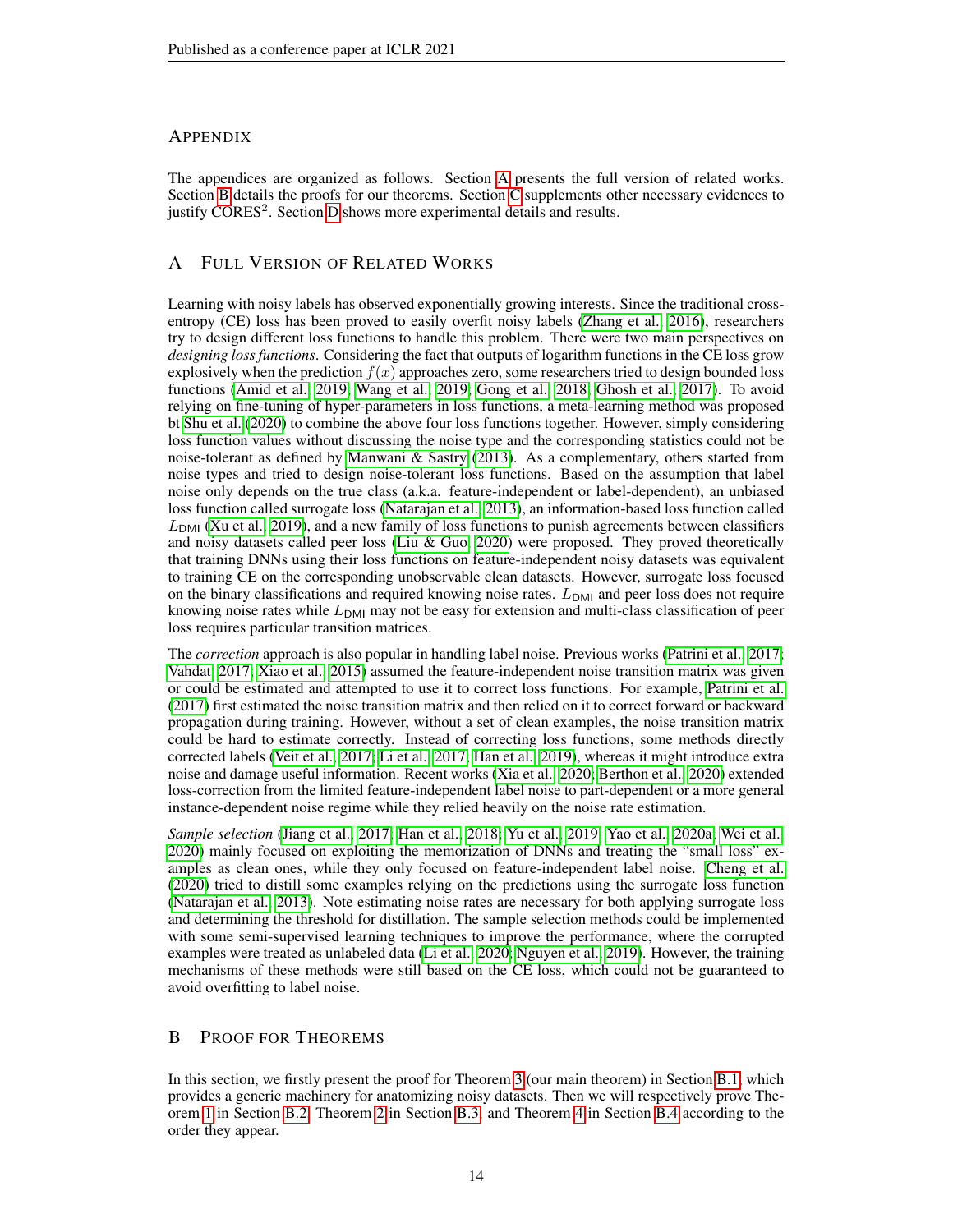# APPENDIX

The appendices are organized as follows. Section A presents the full version of related works. Section B details the proofs for our theorems. Section C supplements other necessary evidences to justify CORES$^2$. Section D shows more experimental details and results.

## A FULL VERSION OF RELATED WORKS

Learning with noisy labels has observed exponentially growing interests. Since the traditional cross-entropy (CE) loss has been proved to easily overfit noisy labels (Zhang et al., 2016), researchers try to design different loss functions to handle this problem. There were two main perspectives on *designing loss functions*. Considering the fact that outputs of logarithm functions in the CE loss grow explosively when the prediction $f(x)$ approaches zero, some researchers tried to design bounded loss functions (Amid et al., 2019; Wang et al., 2019; Gong et al., 2018; Ghosh et al., 2017). To avoid relying on fine-tuning of hyper-parameters in loss functions, a meta-learning method was proposed bt Shu et al. (2020) to combine the above four loss functions together. However, simply considering loss function values without discussing the noise type and the corresponding statistics could not be noise-tolerant as defined by Manwani & Sastry (2013). As a complementary, others started from noise types and tried to design noise-tolerant loss functions. Based on the assumption that label noise only depends on the true class (a.k.a. feature-independent or label-dependent), an unbiased loss function called surrogate loss (Natarajan et al., 2013), an information-based loss function called $L_{\text{DMI}}$ (Xu et al., 2019), and a new family of loss functions to punish agreements between classifiers and noisy datasets called peer loss (Liu & Guo, 2020) were proposed. They proved theoretically that training DNNs using their loss functions on feature-independent noisy datasets was equivalent to training CE on the corresponding unobservable clean datasets. However, surrogate loss focused on the binary classifications and required knowing noise rates. $L_{\text{DMI}}$ and peer loss does not require knowing noise rates while $L_{\text{DMI}}$ may not be easy for extension and multi-class classification of peer loss requires particular transition matrices.

The *correction* approach is also popular in handling label noise. Previous works (Patrini et al., 2017; Vahdat, 2017; Xiao et al., 2015) assumed the feature-independent noise transition matrix was given or could be estimated and attempted to use it to correct loss functions. For example, Patrini et al. (2017) first estimated the noise transition matrix and then relied on it to correct forward or backward propagation during training. However, without a set of clean examples, the noise transition matrix could be hard to estimate correctly. Instead of correcting loss functions, some methods directly corrected labels (Veit et al., 2017; Li et al., 2017; Han et al., 2019), whereas it might introduce extra noise and damage useful information. Recent works (Xia et al., 2020; Berthon et al., 2020) extended loss-correction from the limited feature-independent label noise to part-dependent or a more general instance-dependent noise regime while they relied heavily on the noise rate estimation.

*Sample selection* (Jiang et al., 2017; Han et al., 2018; Yu et al., 2019; Yao et al., 2020a; Wei et al., 2020) mainly focused on exploiting the memorization of DNNs and treating the "small loss" examples as clean ones, while they only focused on feature-independent label noise. Cheng et al. (2020) tried to distill some examples relying on the predictions using the surrogate loss function (Natarajan et al., 2013). Note estimating noise rates are necessary for both applying surrogate loss and determining the threshold for distillation. The sample selection methods could be implemented with some semi-supervised learning techniques to improve the performance, where the corrupted examples were treated as unlabeled data (Li et al., 2020; Nguyen et al., 2019). However, the training mechanisms of these methods were still based on the CE loss, which could not be guaranteed to avoid overfitting to label noise.

## B PROOF FOR THEOREMS

In this section, we firstly present the proof for Theorem 3 (our main theorem) in Section B.1, which provides a generic machinery for anatomizing noisy datasets. Then we will respectively prove Theorem 1 in Section B.2, Theorem 2 in Section B.3, and Theorem 4 in Section B.4 according to the order they appear.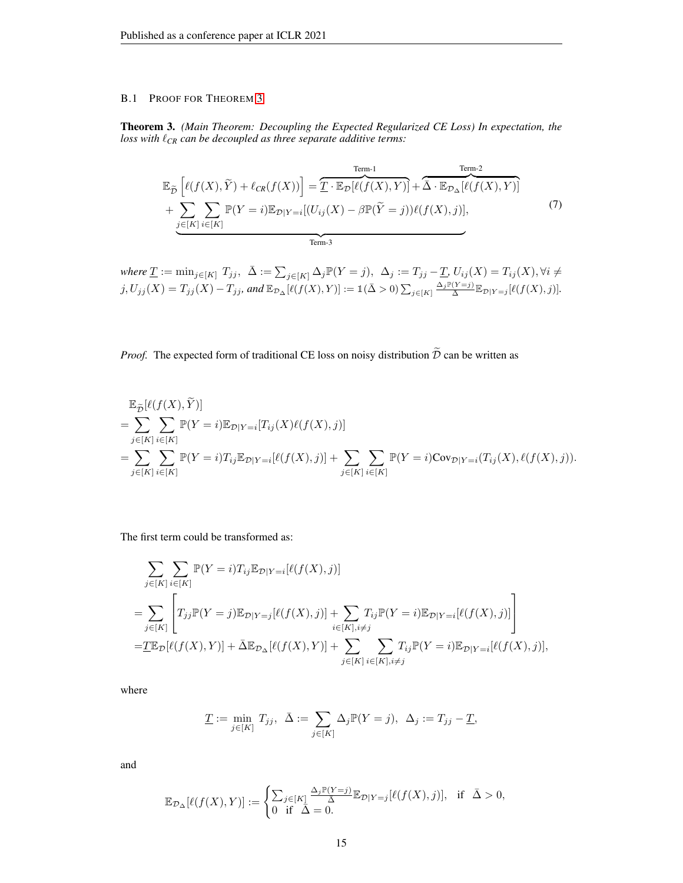### B.1 Proof for Theorem 3

**Theorem 3.** *(Main Theorem: Decoupling the Expected Regularized CE Loss) In expectation, the loss with $\ell_{CR}$ can be decoupled as three separate additive terms:*

$$
\begin{aligned}
\mathbb{E}_{\widetilde{\mathcal{D}}}\left[\ell(f(X),\widetilde{Y}) + \ell_{CR}(f(X))\right] = & \overbrace{\underline{T}\cdot\mathbb{E}_{\mathcal{D}}[\ell(f(X),Y)]}^{\text{Term-1}} + \overbrace{\bar{\Delta}\cdot\mathbb{E}_{\mathcal{D}_\Delta}[\ell(f(X),Y)]}^{\text{Term-2}} \\
& + \underbrace{\sum_{j\in[K]}\sum_{i\in[K]}\mathbb{P}(Y=i)\mathbb{E}_{\mathcal{D}|Y=i}[(U_{ij}(X)-\beta\mathbb{P}(\widetilde{Y}=j))\ell(f(X),j)]}_{\text{Term-3}},
\end{aligned}
\tag{7}
$$

*where $\underline{T} := \min_{j\in[K]} T_{jj}$, $\bar{\Delta} := \sum_{j\in[K]}\Delta_j\mathbb{P}(Y=j)$, $\Delta_j := T_{jj} - \underline{T}$, $U_{ij}(X) = T_{ij}(X), \forall i \neq j, U_{jj}(X) = T_{jj}(X) - T_{jj}$, and $\mathbb{E}_{\mathcal{D}_\Delta}[\ell(f(X),Y)] := \mathbb{1}(\bar{\Delta}>0)\sum_{j\in[K]}\frac{\Delta_j\mathbb{P}(Y=j)}{\bar{\Delta}}\mathbb{E}_{\mathcal{D}|Y=j}[\ell(f(X),j)]$.*

*Proof.* The expected form of traditional CE loss on noisy distribution $\widetilde{\mathcal{D}}$ can be written as

$$
\begin{aligned}
&\mathbb{E}_{\widetilde{\mathcal{D}}}[\ell(f(X),\widetilde{Y})] \\
=&\sum_{j\in[K]}\sum_{i\in[K]}\mathbb{P}(Y=i)\mathbb{E}_{\mathcal{D}|Y=i}[T_{ij}(X)\ell(f(X),j)] \\
=&\sum_{j\in[K]}\sum_{i\in[K]}\mathbb{P}(Y=i)T_{ij}\mathbb{E}_{\mathcal{D}|Y=i}[\ell(f(X),j)] + \sum_{j\in[K]}\sum_{i\in[K]}\mathbb{P}(Y=i)\text{Cov}_{\mathcal{D}|Y=i}(T_{ij}(X),\ell(f(X),j)).
\end{aligned}
$$

The first term could be transformed as:

$$
\begin{aligned}
&\sum_{j\in[K]}\sum_{i\in[K]}\mathbb{P}(Y=i)T_{ij}\mathbb{E}_{\mathcal{D}|Y=i}[\ell(f(X),j)] \\
=&\sum_{j\in[K]}\left[T_{jj}\mathbb{P}(Y=j)\mathbb{E}_{\mathcal{D}|Y=j}[\ell(f(X),j)] + \sum_{i\in[K],i\neq j}T_{ij}\mathbb{P}(Y=i)\mathbb{E}_{\mathcal{D}|Y=i}[\ell(f(X),j)]\right] \\
=&\underline{T}\mathbb{E}_{\mathcal{D}}[\ell(f(X),Y)] + \bar{\Delta}\mathbb{E}_{\mathcal{D}_\Delta}[\ell(f(X),Y)] + \sum_{j\in[K]}\sum_{i\in[K],i\neq j}T_{ij}\mathbb{P}(Y=i)\mathbb{E}_{\mathcal{D}|Y=i}[\ell(f(X),j)],
\end{aligned}
$$

where

$$
\underline{T} := \min_{j\in[K]} T_{jj},\ \ \bar{\Delta} := \sum_{j\in[K]}\Delta_j\mathbb{P}(Y=j),\ \ \Delta_j := T_{jj} - \underline{T},
$$

and

$$
\mathbb{E}_{\mathcal{D}_\Delta}[\ell(f(X),Y)] := \begin{cases}\sum_{j\in[K]}\frac{\Delta_j\mathbb{P}(Y=j)}{\bar{\Delta}}\mathbb{E}_{\mathcal{D}|Y=j}[\ell(f(X),j)], & \text{if } \ \bar{\Delta}>0, \\ 0 \ \ \text{if } \ \bar{\Delta}=0. \end{cases}
$$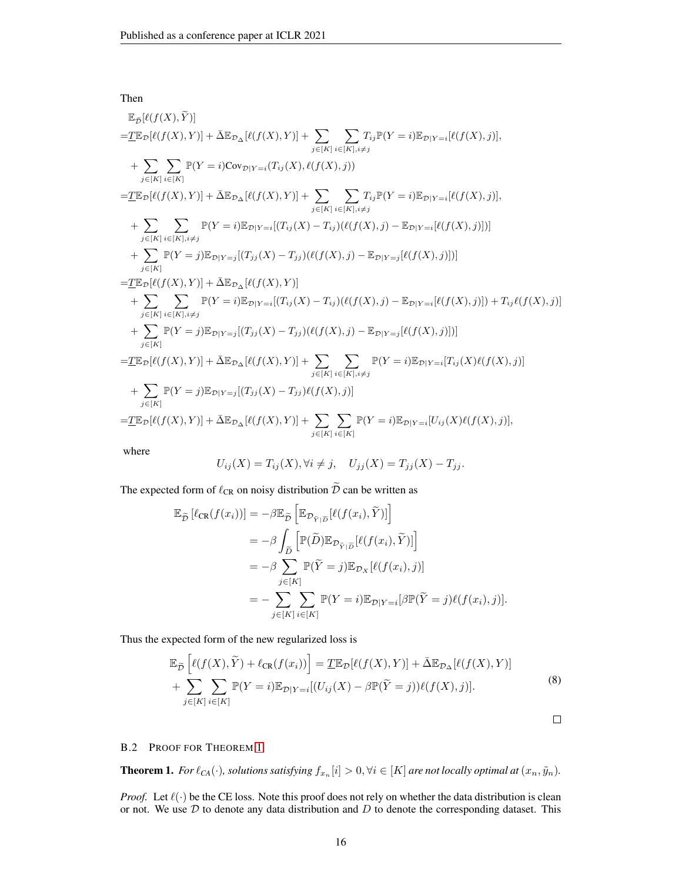Then

$$
\begin{aligned}
&\mathbb{E}_{\widetilde{\mathcal{D}}}[\ell(f(X), \widetilde{Y})] \\
=&\underline{T}\mathbb{E}_{\mathcal{D}}[\ell(f(X), Y)] + \bar{\Delta}\mathbb{E}_{\mathcal{D}_\Delta}[\ell(f(X), Y)] + \sum_{j\in[K]}\sum_{i\in[K], i\neq j} T_{ij}\mathbb{P}(Y=i)\mathbb{E}_{\mathcal{D}|Y=i}[\ell(f(X), j)], \\
&+ \sum_{j\in[K]}\sum_{i\in[K]} \mathbb{P}(Y=i)\text{Cov}_{\mathcal{D}|Y=i}(T_{ij}(X), \ell(f(X), j)) \\
=&\underline{T}\mathbb{E}_{\mathcal{D}}[\ell(f(X), Y)] + \bar{\Delta}\mathbb{E}_{\mathcal{D}_\Delta}[\ell(f(X), Y)] + \sum_{j\in[K]}\sum_{i\in[K], i\neq j} T_{ij}\mathbb{P}(Y=i)\mathbb{E}_{\mathcal{D}|Y=i}[\ell(f(X), j)], \\
&+ \sum_{j\in[K]}\sum_{i\in[K], i\neq j} \mathbb{P}(Y=i)\mathbb{E}_{\mathcal{D}|Y=i}[(T_{ij}(X) - T_{ij})(\ell(f(X), j) - \mathbb{E}_{\mathcal{D}|Y=i}[\ell(f(X), j)])] \\
&+ \sum_{j\in[K]} \mathbb{P}(Y=j)\mathbb{E}_{\mathcal{D}|Y=j}[(T_{jj}(X) - T_{jj})(\ell(f(X), j) - \mathbb{E}_{\mathcal{D}|Y=j}[\ell(f(X), j)])] \\
=&\underline{T}\mathbb{E}_{\mathcal{D}}[\ell(f(X), Y)] + \bar{\Delta}\mathbb{E}_{\mathcal{D}_\Delta}[\ell(f(X), Y)] \\
&+ \sum_{j\in[K]}\sum_{i\in[K], i\neq j} \mathbb{P}(Y=i)\mathbb{E}_{\mathcal{D}|Y=i}[(T_{ij}(X) - T_{ij})(\ell(f(X), j) - \mathbb{E}_{\mathcal{D}|Y=i}[\ell(f(X), j)]) + T_{ij}\ell(f(X), j)] \\
&+ \sum_{j\in[K]} \mathbb{P}(Y=j)\mathbb{E}_{\mathcal{D}|Y=j}[(T_{jj}(X) - T_{jj})(\ell(f(X), j) - \mathbb{E}_{\mathcal{D}|Y=j}[\ell(f(X), j)])] \\
=&\underline{T}\mathbb{E}_{\mathcal{D}}[\ell(f(X), Y)] + \bar{\Delta}\mathbb{E}_{\mathcal{D}_\Delta}[\ell(f(X), Y)] + \sum_{j\in[K]}\sum_{i\in[K], i\neq j} \mathbb{P}(Y=i)\mathbb{E}_{\mathcal{D}|Y=i}[T_{ij}(X)\ell(f(X), j)] \\
&+ \sum_{j\in[K]} \mathbb{P}(Y=j)\mathbb{E}_{\mathcal{D}|Y=j}[(T_{jj}(X) - T_{jj})\ell(f(X), j)] \\
=&\underline{T}\mathbb{E}_{\mathcal{D}}[\ell(f(X), Y)] + \bar{\Delta}\mathbb{E}_{\mathcal{D}_\Delta}[\ell(f(X), Y)] + \sum_{j\in[K]}\sum_{i\in[K]} \mathbb{P}(Y=i)\mathbb{E}_{\mathcal{D}|Y=i}[U_{ij}(X)\ell(f(X), j)],
\end{aligned}
$$

where

$$
U_{ij}(X) = T_{ij}(X), \forall i \neq j, \quad U_{jj}(X) = T_{jj}(X) - T_{jj}.
$$

The expected form of $\ell_{\text{CR}}$ on noisy distribution $\widetilde{\mathcal{D}}$ can be written as

$$
\begin{aligned}
\mathbb{E}_{\widetilde{\mathcal{D}}}\left[\ell_{\text{CR}}(f(x_i))\right] &= -\beta\mathbb{E}_{\widetilde{\mathcal{D}}}\left[\mathbb{E}_{\mathcal{D}_{\widetilde{Y}|\widetilde{D}}}[\ell(f(x_i), \widetilde{Y})]\right] \\
&= -\beta\int_{\widetilde{D}}\left[\mathbb{P}(\widetilde{D})\mathbb{E}_{\mathcal{D}_{\widetilde{Y}|\widetilde{D}}}[\ell(f(x_i), \widetilde{Y})]\right] \\
&= -\beta\sum_{j\in[K]}\mathbb{P}(\widetilde{Y}=j)\mathbb{E}_{\mathcal{D}_X}[\ell(f(x_i), j)] \\
&= -\sum_{j\in[K]}\sum_{i\in[K]}\mathbb{P}(Y=i)\mathbb{E}_{\mathcal{D}|Y=i}[\beta\mathbb{P}(\widetilde{Y}=j)\ell(f(x_i), j)].
\end{aligned}
$$

Thus the expected form of the new regularized loss is

$$
\begin{aligned}
\mathbb{E}_{\widetilde{\mathcal{D}}}\left[\ell(f(X), \widetilde{Y}) + \ell_{\text{CR}}(f(x_i))\right] &= \underline{T}\mathbb{E}_{\mathcal{D}}[\ell(f(X), Y)] + \bar{\Delta}\mathbb{E}_{\mathcal{D}_\Delta}[\ell(f(X), Y)] \\
+ \sum_{j\in[K]}\sum_{i\in[K]}\mathbb{P}(Y=i)\mathbb{E}_{\mathcal{D}|Y=i}&[(U_{ij}(X) - \beta\mathbb{P}(\widetilde{Y}=j))\ell(f(X), j)].
\end{aligned}
\tag{8}
$$

□

### B.2 Proof for Theorem 1

**Theorem 1.** *For $\ell_{CA}(\cdot)$, solutions satisfying $f_{x_n}[i] > 0, \forall i \in [K]$ are not locally optimal at $(x_n, \tilde{y}_n)$.*

*Proof.* Let $\ell(\cdot)$ be the CE loss. Note this proof does not rely on whether the data distribution is clean or not. We use $\mathcal{D}$ to denote any data distribution and $D$ to denote the corresponding dataset. This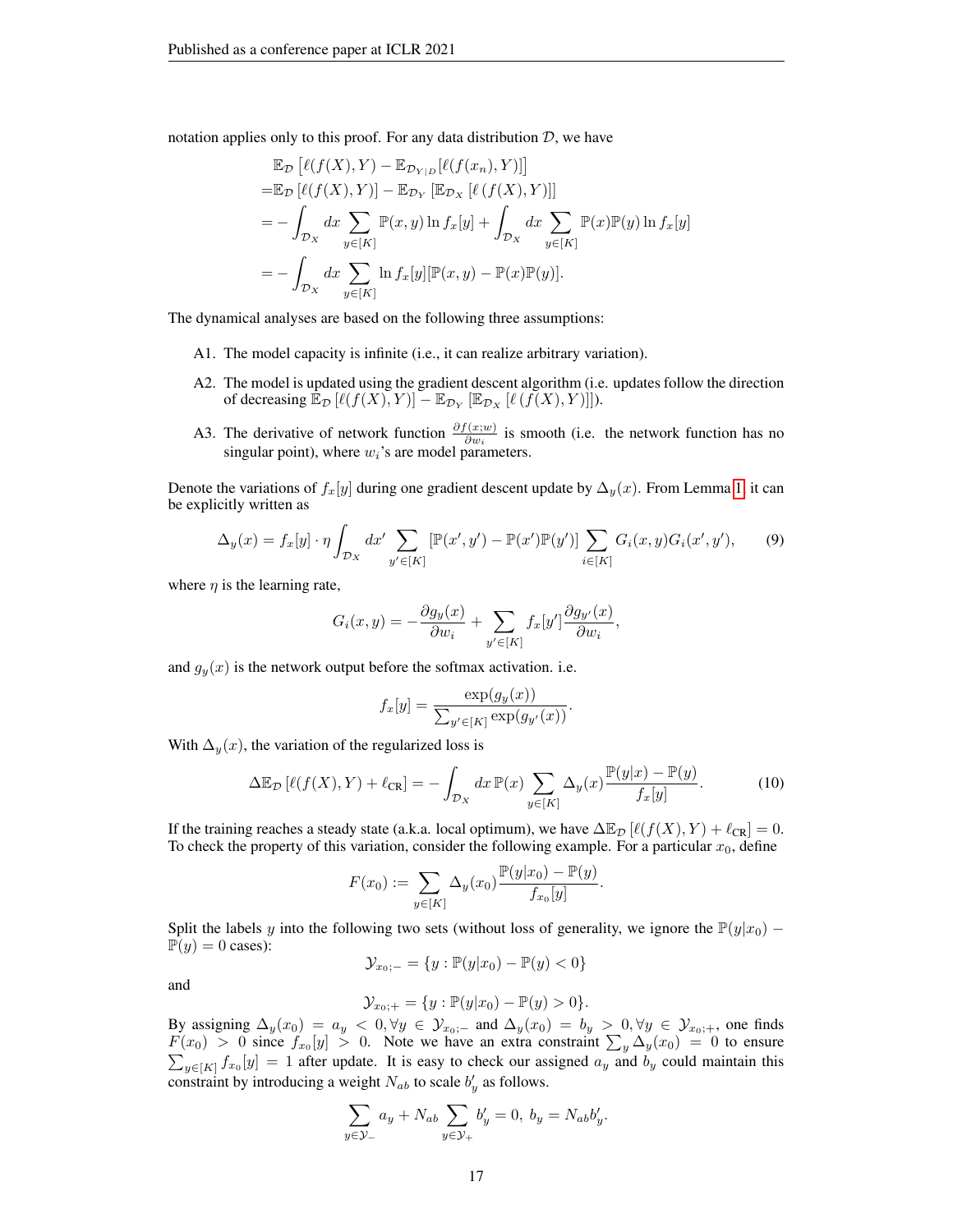notation applies only to this proof. For any data distribution $\mathcal{D}$, we have

$$
\begin{aligned}
&\mathbb{E}_{\mathcal{D}}\left[\ell(f(X),Y)-\mathbb{E}_{\mathcal{D}_{Y|D}}[\ell(f(x_n),Y)]\right] \\
=&\mathbb{E}_{\mathcal{D}}\left[\ell(f(X),Y)\right]-\mathbb{E}_{\mathcal{D}_Y}\left[\mathbb{E}_{\mathcal{D}_X}\left[\ell\left(f(X),Y\right)\right]\right] \\
=&-\int_{\mathcal{D}_X}dx\sum_{y\in[K]}\mathbb{P}(x,y)\ln f_x[y]+\int_{\mathcal{D}_X}dx\sum_{y\in[K]}\mathbb{P}(x)\mathbb{P}(y)\ln f_x[y] \\
=&-\int_{\mathcal{D}_X}dx\sum_{y\in[K]}\ln f_x[y][\mathbb{P}(x,y)-\mathbb{P}(x)\mathbb{P}(y)].
\end{aligned}
$$

The dynamical analyses are based on the following three assumptions:

A1. The model capacity is infinite (i.e., it can realize arbitrary variation).

A2. The model is updated using the gradient descent algorithm (i.e. updates follow the direction of decreasing $\mathbb{E}_{\mathcal{D}}\left[\ell(f(X),Y)\right]-\mathbb{E}_{\mathcal{D}_Y}\left[\mathbb{E}_{\mathcal{D}_X}\left[\ell\left(f(X),Y\right)\right]\right]$).

A3. The derivative of network function $\frac{\partial f(x;w)}{\partial w_i}$ is smooth (i.e. the network function has no singular point), where $w_i$'s are model parameters.

Denote the variations of $f_x[y]$ during one gradient descent update by $\Delta_y(x)$. From Lemma 1, it can be explicitly written as

$$
\Delta_y(x)=f_x[y]\cdot\eta\int_{\mathcal{D}_X}dx'\sum_{y'\in[K]}[\mathbb{P}(x',y')-\mathbb{P}(x')\mathbb{P}(y')]\sum_{i\in[K]}G_i(x,y)G_i(x',y'), \tag{9}
$$

where $\eta$ is the learning rate,

$$
G_i(x,y)=-\frac{\partial g_y(x)}{\partial w_i}+\sum_{y'\in[K]}f_x[y']\frac{\partial g_{y'}(x)}{\partial w_i},
$$

and $g_y(x)$ is the network output before the softmax activation. i.e.

$$
f_x[y]=\frac{\exp(g_y(x))}{\sum_{y'\in[K]}\exp(g_{y'}(x))}.
$$

With $\Delta_y(x)$, the variation of the regularized loss is

$$
\Delta\mathbb{E}_{\mathcal{D}}\left[\ell(f(X),Y)+\ell_{\text{CR}}\right]=-\int_{\mathcal{D}_X}dx\,\mathbb{P}(x)\sum_{y\in[K]}\Delta_y(x)\frac{\mathbb{P}(y|x)-\mathbb{P}(y)}{f_x[y]}. \tag{10}
$$

If the training reaches a steady state (a.k.a. local optimum), we have $\Delta\mathbb{E}_{\mathcal{D}}\left[\ell(f(X),Y)+\ell_{\text{CR}}\right]=0$. To check the property of this variation, consider the following example. For a particular $x_0$, define

$$
F(x_0):=\sum_{y\in[K]}\Delta_y(x_0)\frac{\mathbb{P}(y|x_0)-\mathbb{P}(y)}{f_{x_0}[y]}.
$$

Split the labels $y$ into the following two sets (without loss of generality, we ignore the $\mathbb{P}(y|x_0)-\mathbb{P}(y)=0$ cases):

$$
\mathcal{Y}_{x_0;-}=\{y:\mathbb{P}(y|x_0)-\mathbb{P}(y)<0\}
$$

and

$$
\mathcal{Y}_{x_0;+}=\{y:\mathbb{P}(y|x_0)-\mathbb{P}(y)>0\}.
$$

By assigning $\Delta_y(x_0)=a_y<0,\forall y\in\mathcal{Y}_{x_0;-}$ and $\Delta_y(x_0)=b_y>0,\forall y\in\mathcal{Y}_{x_0;+}$, one finds $F(x_0)>0$ since $f_{x_0}[y]>0$. Note we have an extra constraint $\sum_y\Delta_y(x_0)=0$ to ensure $\sum_{y\in[K]}f_{x_0}[y]=1$ after update. It is easy to check our assigned $a_y$ and $b_y$ could maintain this constraint by introducing a weight $N_{ab}$ to scale $b'_y$ as follows.

$$
\sum_{y\in\mathcal{Y}_-}a_y+N_{ab}\sum_{y\in\mathcal{Y}_+}b'_y=0,\ b_y=N_{ab}b'_y.
$$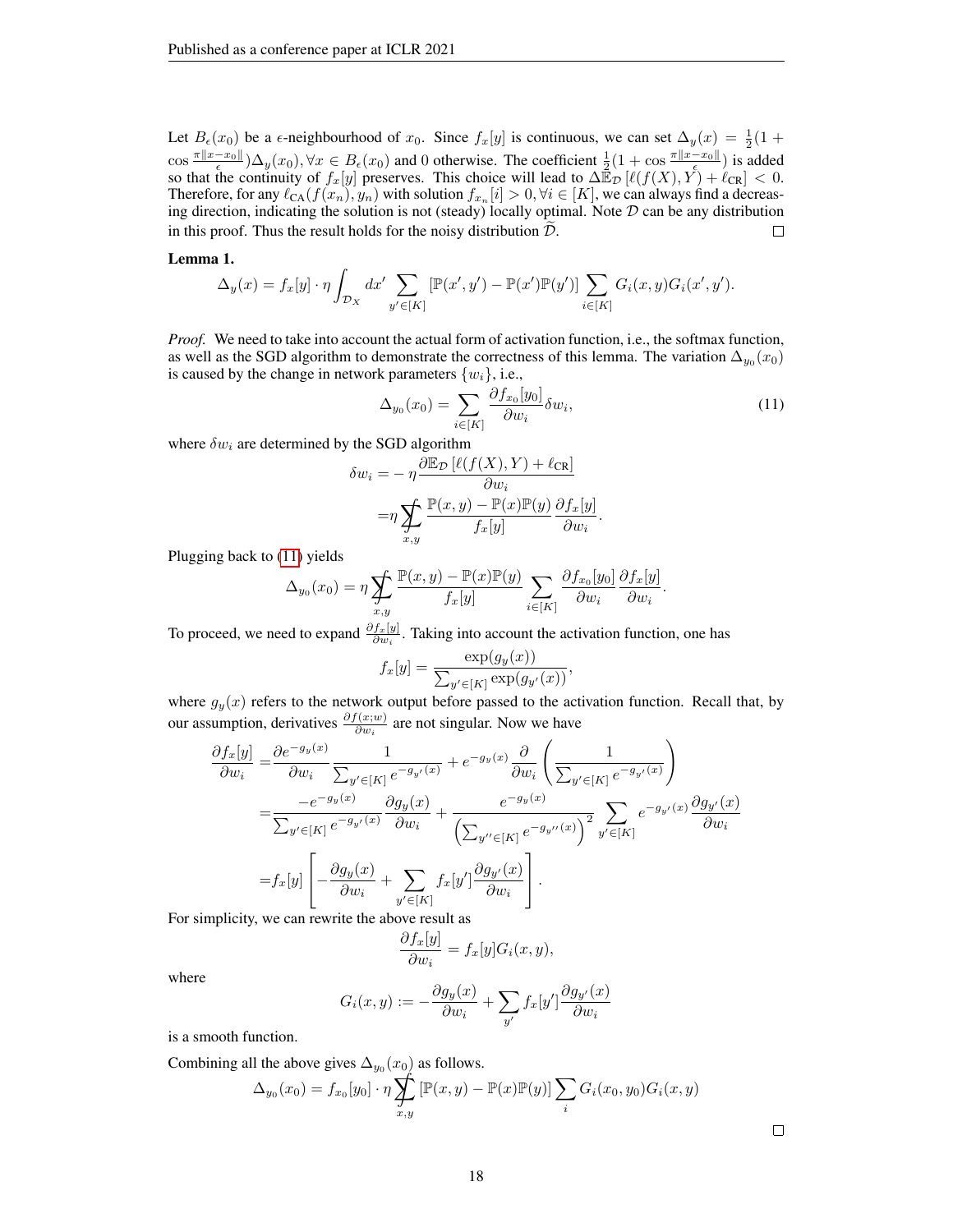Let $B_\epsilon(x_0)$ be a $\epsilon$-neighbourhood of $x_0$. Since $f_x[y]$ is continuous, we can set $\Delta_y(x) = \frac{1}{2}(1 + \cos\frac{\pi\|x-x_0\|}{\epsilon})\Delta_y(x_0), \forall x \in B_\epsilon(x_0)$ and 0 otherwise. The coefficient $\frac{1}{2}(1 + \cos\frac{\pi\|x-x_0\|}{\epsilon})$ is added so that the continuity of $f_x[y]$ preserves. This choice will lead to $\Delta\mathbb{E}_{\mathcal{D}}[\ell(f(X), Y) + \ell_{\text{CR}}] < 0$. Therefore, for any $\ell_{\text{CA}}(f(x_n), y_n)$ with solution $f_{x_n}[i] > 0, \forall i \in [K]$, we can always find a decreasing direction, indicating the solution is not (steady) locally optimal. Note $\mathcal{D}$ can be any distribution in this proof. Thus the result holds for the noisy distribution $\widetilde{\mathcal{D}}$. □

**Lemma 1.**

$$\Delta_y(x) = f_x[y] \cdot \eta \int_{\mathcal{D}_X} dx' \sum_{y' \in [K]} [\mathbb{P}(x', y') - \mathbb{P}(x')\mathbb{P}(y')] \sum_{i \in [K]} G_i(x, y) G_i(x', y').$$

*Proof.* We need to take into account the actual form of activation function, i.e., the softmax function, as well as the SGD algorithm to demonstrate the correctness of this lemma. The variation $\Delta_{y_0}(x_0)$ is caused by the change in network parameters $\{w_i\}$, i.e.,

$$\Delta_{y_0}(x_0) = \sum_{i \in [K]} \frac{\partial f_{x_0}[y_0]}{\partial w_i} \delta w_i, \tag{11}$$

where $\delta w_i$ are determined by the SGD algorithm

$$\begin{aligned}
\delta w_i = & -\eta \frac{\partial \mathbb{E}_{\mathcal{D}}[\ell(f(X), Y) + \ell_{\text{CR}}]}{\partial w_i} \\
= & \eta \sum\!\!\!\!\!\!\int_{x,y} \frac{\mathbb{P}(x, y) - \mathbb{P}(x)\mathbb{P}(y)}{f_x[y]} \frac{\partial f_x[y]}{\partial w_i}.
\end{aligned}$$

Plugging back to (11) yields

$$\Delta_{y_0}(x_0) = \eta \sum\!\!\!\!\!\!\int_{x,y} \frac{\mathbb{P}(x, y) - \mathbb{P}(x)\mathbb{P}(y)}{f_x[y]} \sum_{i \in [K]} \frac{\partial f_{x_0}[y_0]}{\partial w_i} \frac{\partial f_x[y]}{\partial w_i}.$$

To proceed, we need to expand $\frac{\partial f_x[y]}{\partial w_i}$. Taking into account the activation function, one has

$$f_x[y] = \frac{\exp(g_y(x))}{\sum_{y' \in [K]} \exp(g_{y'}(x))},$$

where $g_y(x)$ refers to the network output before passed to the activation function. Recall that, by our assumption, derivatives $\frac{\partial f(x;w)}{\partial w_i}$ are not singular. Now we have

$$\begin{aligned}
\frac{\partial f_x[y]}{\partial w_i} = & \frac{\partial e^{-g_y(x)}}{\partial w_i} \frac{1}{\sum_{y' \in [K]} e^{-g_{y'}(x)}} + e^{-g_y(x)} \frac{\partial}{\partial w_i} \left( \frac{1}{\sum_{y' \in [K]} e^{-g_{y'}(x)}} \right) \\
= & \frac{-e^{-g_y(x)}}{\sum_{y' \in [K]} e^{-g_{y'}(x)}} \frac{\partial g_y(x)}{\partial w_i} + \frac{e^{-g_y(x)}}{\left(\sum_{y'' \in [K]} e^{-g_{y''}(x)}\right)^2} \sum_{y' \in [K]} e^{-g_{y'}(x)} \frac{\partial g_{y'}(x)}{\partial w_i} \\
= & f_x[y] \left[ -\frac{\partial g_y(x)}{\partial w_i} + \sum_{y' \in [K]} f_x[y'] \frac{\partial g_{y'}(x)}{\partial w_i} \right].
\end{aligned}$$

For simplicity, we can rewrite the above result as

$$\frac{\partial f_x[y]}{\partial w_i} = f_x[y] G_i(x, y),$$

where

$$G_i(x, y) := -\frac{\partial g_y(x)}{\partial w_i} + \sum_{y'} f_x[y'] \frac{\partial g_{y'}(x)}{\partial w_i}$$

is a smooth function.

Combining all the above gives $\Delta_{y_0}(x_0)$ as follows.

$$\Delta_{y_0}(x_0) = f_{x_0}[y_0] \cdot \eta \sum\!\!\!\!\!\!\int_{x,y} [\mathbb{P}(x, y) - \mathbb{P}(x)\mathbb{P}(y)] \sum_i G_i(x_0, y_0) G_i(x, y)$$

□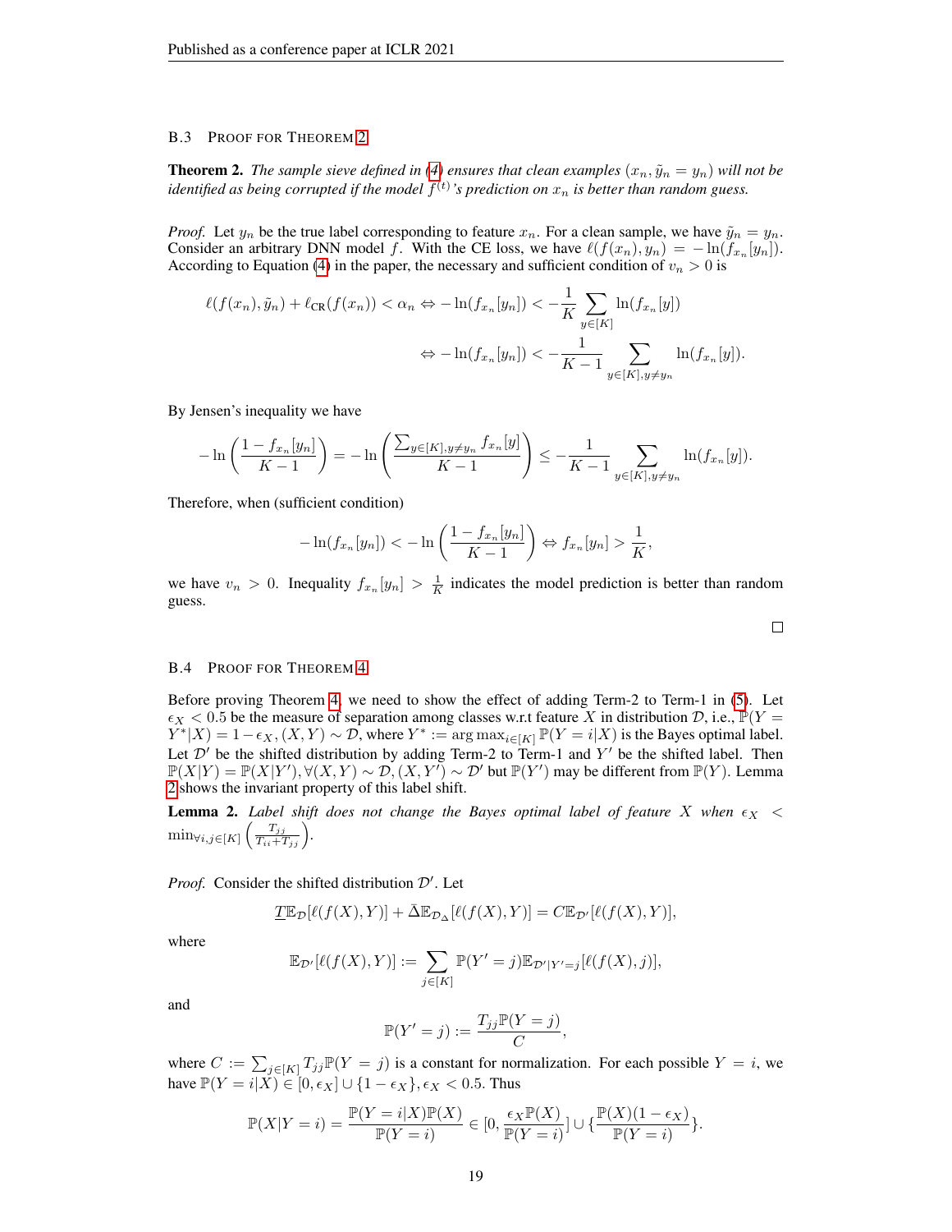### B.3 Proof for Theorem 2

**Theorem 2.** *The sample sieve defined in (4) ensures that clean examples $(x_n, \tilde{y}_n = y_n)$ will not be identified as being corrupted if the model $f^{(t)}$'s prediction on $x_n$ is better than random guess.*

*Proof.* Let $y_n$ be the true label corresponding to feature $x_n$. For a clean sample, we have $\tilde{y}_n = y_n$. Consider an arbitrary DNN model $f$. With the CE loss, we have $\ell(f(x_n), y_n) = -\ln(f_{x_n}[y_n])$. According to Equation (4) in the paper, the necessary and sufficient condition of $v_n > 0$ is

$$\ell(f(x_n), \tilde{y}_n) + \ell_{\text{CR}}(f(x_n)) < \alpha_n \Leftrightarrow -\ln(f_{x_n}[y_n]) < -\frac{1}{K}\sum_{y\in[K]} \ln(f_{x_n}[y])$$

$$\Leftrightarrow -\ln(f_{x_n}[y_n]) < -\frac{1}{K-1}\sum_{y\in[K], y\neq y_n} \ln(f_{x_n}[y]).$$

By Jensen's inequality we have

$$-\ln\left(\frac{1 - f_{x_n}[y_n]}{K-1}\right) = -\ln\left(\frac{\sum_{y\in[K], y\neq y_n} f_{x_n}[y]}{K-1}\right) \leq -\frac{1}{K-1}\sum_{y\in[K], y\neq y_n} \ln(f_{x_n}[y]).$$

Therefore, when (sufficient condition)

$$-\ln(f_{x_n}[y_n]) < -\ln\left(\frac{1 - f_{x_n}[y_n]}{K-1}\right) \Leftrightarrow f_{x_n}[y_n] > \frac{1}{K},$$

we have $v_n > 0$. Inequality $f_{x_n}[y_n] > \frac{1}{K}$ indicates the model prediction is better than random guess. □

### B.4 Proof for Theorem 4

Before proving Theorem 4, we need to show the effect of adding Term-2 to Term-1 in (5). Let $\epsilon_X < 0.5$ be the measure of separation among classes w.r.t feature $X$ in distribution $\mathcal{D}$, i.e., $\mathbb{P}(Y = Y^*|X) = 1 - \epsilon_X, (X, Y) \sim \mathcal{D}$, where $Y^* := \arg\max_{i\in[K]} \mathbb{P}(Y = i|X)$ is the Bayes optimal label. Let $\mathcal{D}'$ be the shifted distribution by adding Term-2 to Term-1 and $Y'$ be the shifted label. Then $\mathbb{P}(X|Y) = \mathbb{P}(X|Y'), \forall (X, Y) \sim \mathcal{D}, (X, Y') \sim \mathcal{D}'$ but $\mathbb{P}(Y')$ may be different from $\mathbb{P}(Y)$. Lemma 2 shows the invariant property of this label shift.

**Lemma 2.** *Label shift does not change the Bayes optimal label of feature $X$ when $\epsilon_X < \min_{\forall i,j\in[K]}\left(\frac{T_{jj}}{T_{ii}+T_{jj}}\right)$.*

*Proof.* Consider the shifted distribution $\mathcal{D}'$. Let

$$\underline{T}\mathbb{E}_{\mathcal{D}}[\ell(f(X), Y)] + \bar{\Delta}\mathbb{E}_{\mathcal{D}_\Delta}[\ell(f(X), Y)] = C\mathbb{E}_{\mathcal{D}'}[\ell(f(X), Y)],$$

where

$$\mathbb{E}_{\mathcal{D}'}[\ell(f(X), Y)] := \sum_{j\in[K]} \mathbb{P}(Y' = j)\mathbb{E}_{\mathcal{D}'|Y'=j}[\ell(f(X), j)],$$

and

$$\mathbb{P}(Y' = j) := \frac{T_{jj}\mathbb{P}(Y = j)}{C},$$

where $C := \sum_{j\in[K]} T_{jj}\mathbb{P}(Y = j)$ is a constant for normalization. For each possible $Y = i$, we have $\mathbb{P}(Y = i|X) \in [0, \epsilon_X] \cup \{1 - \epsilon_X\}, \epsilon_X < 0.5$. Thus

$$\mathbb{P}(X|Y = i) = \frac{\mathbb{P}(Y = i|X)\mathbb{P}(X)}{\mathbb{P}(Y = i)} \in [0, \frac{\epsilon_X\mathbb{P}(X)}{\mathbb{P}(Y = i)}] \cup \{\frac{\mathbb{P}(X)(1 - \epsilon_X)}{\mathbb{P}(Y = i)}\}.$$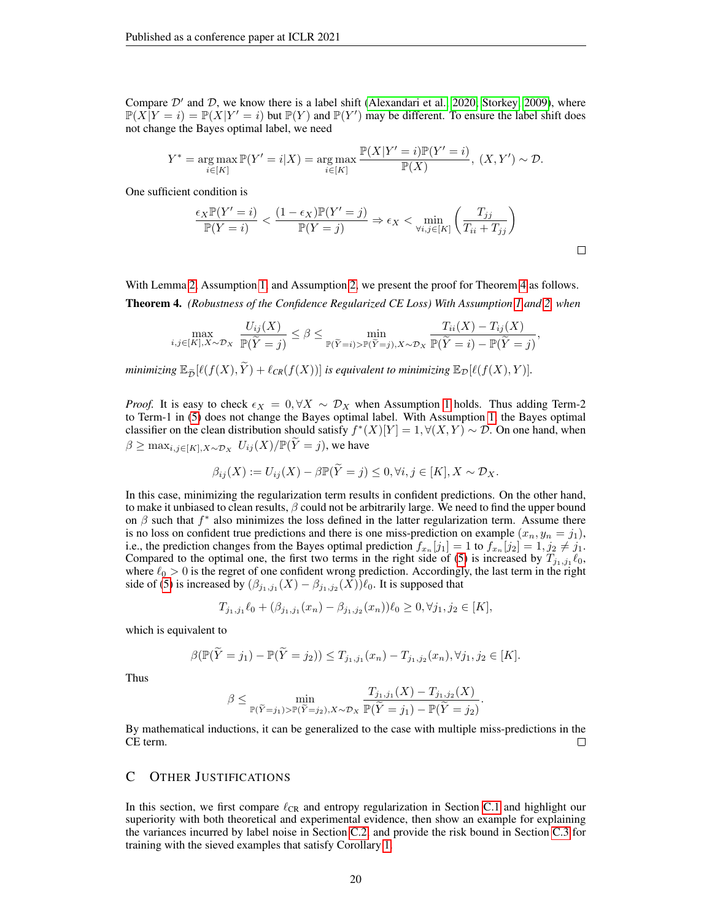Compare $\mathcal{D}'$ and $\mathcal{D}$, we know there is a label shift (Alexandari et al., 2020; Storkey, 2009), where $\mathbb{P}(X|Y=i) = \mathbb{P}(X|Y'=i)$ but $\mathbb{P}(Y)$ and $\mathbb{P}(Y')$ may be different. To ensure the label shift does not change the Bayes optimal label, we need

$$Y^* = \arg\max_{i \in [K]} \mathbb{P}(Y'=i|X) = \arg\max_{i\in[K]} \frac{\mathbb{P}(X|Y'=i)\mathbb{P}(Y'=i)}{\mathbb{P}(X)}, \ (X, Y') \sim \mathcal{D}.$$

One sufficient condition is

$$\frac{\epsilon_X \mathbb{P}(Y'=i)}{\mathbb{P}(Y=i)} < \frac{(1-\epsilon_X)\mathbb{P}(Y'=j)}{\mathbb{P}(Y=j)} \Rightarrow \epsilon_X < \min_{\forall i,j \in [K]} \left( \frac{T_{jj}}{T_{ii}+T_{jj}} \right)$$

□

With Lemma 2, Assumption 1, and Assumption 2, we present the proof for Theorem 4 as follows.

**Theorem 4.** *(Robustness of the Confidence Regularized CE Loss) With Assumption 1 and 2, when*

$$\max_{i,j\in[K], X\sim\mathcal{D}_X} \frac{U_{ij}(X)}{\mathbb{P}(\widetilde{Y}=j)} \le \beta \le \min_{\mathbb{P}(\widetilde{Y}=i)>\mathbb{P}(\widetilde{Y}=j), X\sim\mathcal{D}_X} \frac{T_{ii}(X)-T_{ij}(X)}{\mathbb{P}(\widetilde{Y}=i)-\mathbb{P}(\widetilde{Y}=j)},$$

*minimizing $\mathbb{E}_{\widetilde{\mathcal{D}}}[\ell(f(X),\widetilde{Y}) + \ell_{CR}(f(X))]$ is equivalent to minimizing $\mathbb{E}_{\mathcal{D}}[\ell(f(X),Y)]$.*

*Proof.* It is easy to check $\epsilon_X = 0, \forall X \sim \mathcal{D}_X$ when Assumption 1 holds. Thus adding Term-2 to Term-1 in (5) does not change the Bayes optimal label. With Assumption 1, the Bayes optimal classifier on the clean distribution should satisfy $f^*(X)[Y] = 1, \forall (X,Y) \sim \mathcal{D}$. On one hand, when $\beta \ge \max_{i,j\in[K],X\sim\mathcal{D}_X} U_{ij}(X)/\mathbb{P}(\widetilde{Y}=j)$, we have

$$\beta_{ij}(X) := U_{ij}(X) - \beta\mathbb{P}(\widetilde{Y}=j) \le 0, \forall i,j\in[K], X\sim\mathcal{D}_X.$$

In this case, minimizing the regularization term results in confident predictions. On the other hand, to make it unbiased to clean results, $\beta$ could not be arbitrarily large. We need to find the upper bound on $\beta$ such that $f^*$ also minimizes the loss defined in the latter regularization term. Assume there is no loss on confident true predictions and there is one miss-prediction on example $(x_n, y_n = j_1)$, i.e., the prediction changes from the Bayes optimal prediction $f_{x_n}[j_1] = 1$ to $f_{x_n}[j_2] = 1, j_2 \ne j_1$. Compared to the optimal one, the first two terms in the right side of (5) is increased by $T_{j_1,j_1}\ell_0$, where $\ell_0 > 0$ is the regret of one confident wrong prediction. Accordingly, the last term in the right side of (5) is increased by $(\beta_{j_1,j_1}(X) - \beta_{j_1,j_2}(X))\ell_0$. It is supposed that

$$T_{j_1,j_1}\ell_0 + (\beta_{j_1,j_1}(x_n) - \beta_{j_1,j_2}(x_n))\ell_0 \ge 0, \forall j_1, j_2 \in [K],$$

which is equivalent to

$$\beta(\mathbb{P}(\widetilde{Y}=j_1) - \mathbb{P}(\widetilde{Y}=j_2)) \le T_{j_1,j_1}(x_n) - T_{j_1,j_2}(x_n), \forall j_1,j_2\in[K].$$

Thus

$$\beta \le \min_{\mathbb{P}(\widetilde{Y}=j_1)>\mathbb{P}(\widetilde{Y}=j_2), X\sim\mathcal{D}_X} \frac{T_{j_1,j_1}(X) - T_{j_1,j_2}(X)}{\mathbb{P}(\widetilde{Y}=j_1)-\mathbb{P}(\widetilde{Y}=j_2)}.$$

By mathematical inductions, it can be generalized to the case with multiple miss-predictions in the CE term. □

## C Other Justifications

In this section, we first compare $\ell_{\text{CR}}$ and entropy regularization in Section C.1 and highlight our superiority with both theoretical and experimental evidence, then show an example for explaining the variances incurred by label noise in Section C.2, and provide the risk bound in Section C.3 for training with the sieved examples that satisfy Corollary 1.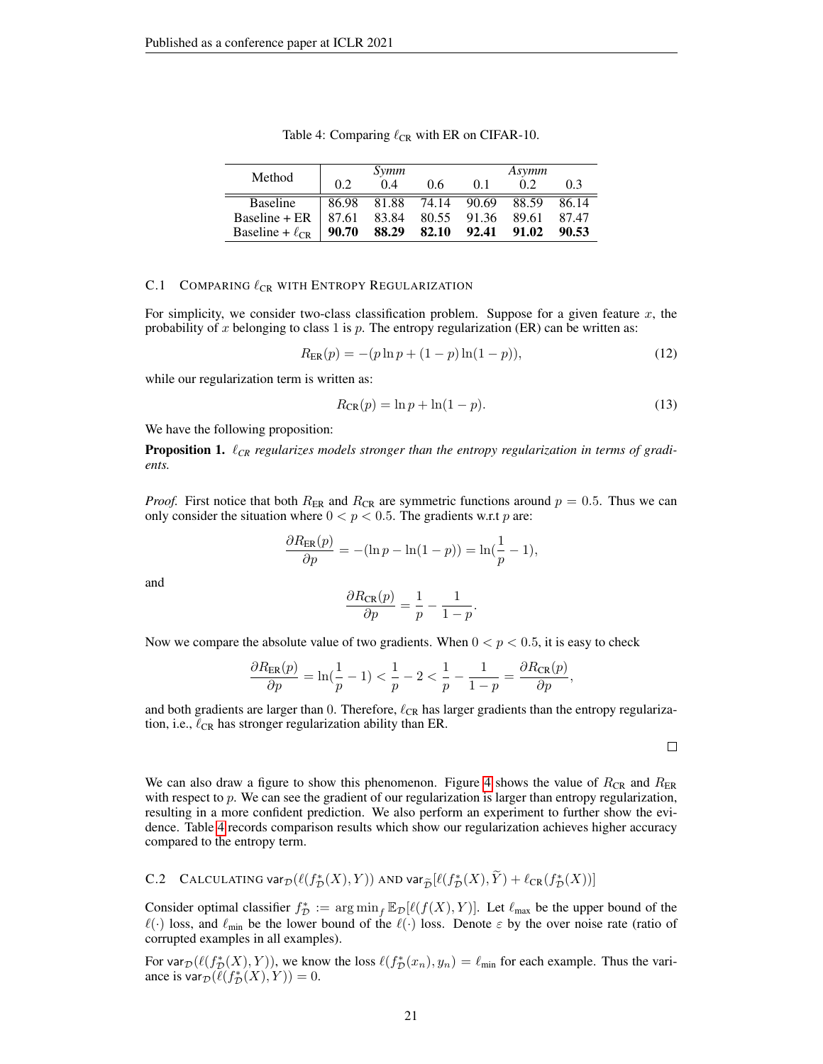Table 4: Comparing $\ell_{\text{CR}}$ with ER on CIFAR-10.

| Method | *Symm* | | | *Asymm* | | |
|---|---|---|---|---|---|---|
| | 0.2 | 0.4 | 0.6 | 0.1 | 0.2 | 0.3 |
| Baseline | 86.98 | 81.88 | 74.14 | 90.69 | 88.59 | 86.14 |
| Baseline + ER | 87.61 | 83.84 | 80.55 | 91.36 | 89.61 | 87.47 |
| Baseline + $\ell_{\text{CR}}$ | **90.70** | **88.29** | **82.10** | **92.41** | **91.02** | **90.53** |

## C.1 Comparing $\ell_{\text{CR}}$ with Entropy Regularization

For simplicity, we consider two-class classification problem. Suppose for a given feature $x$, the probability of $x$ belonging to class 1 is $p$. The entropy regularization (ER) can be written as:

$$R_{\text{ER}}(p) = -(p \ln p + (1-p)\ln(1-p)), \tag{12}$$

while our regularization term is written as:

$$R_{\text{CR}}(p) = \ln p + \ln(1-p). \tag{13}$$

We have the following proposition:

**Proposition 1.** *$\ell_{CR}$ regularizes models stronger than the entropy regularization in terms of gradients.*

*Proof.* First notice that both $R_{\text{ER}}$ and $R_{\text{CR}}$ are symmetric functions around $p = 0.5$. Thus we can only consider the situation where $0 < p < 0.5$. The gradients w.r.t $p$ are:

$$\frac{\partial R_{\text{ER}}(p)}{\partial p} = -(\ln p - \ln(1-p)) = \ln(\frac{1}{p} - 1),$$

and

$$\frac{\partial R_{\text{CR}}(p)}{\partial p} = \frac{1}{p} - \frac{1}{1-p}.$$

Now we compare the absolute value of two gradients. When $0 < p < 0.5$, it is easy to check

$$\frac{\partial R_{\text{ER}}(p)}{\partial p} = \ln(\frac{1}{p} - 1) < \frac{1}{p} - 2 < \frac{1}{p} - \frac{1}{1-p} = \frac{\partial R_{\text{CR}}(p)}{\partial p},$$

and both gradients are larger than 0. Therefore, $\ell_{\text{CR}}$ has larger gradients than the entropy regularization, i.e., $\ell_{\text{CR}}$ has stronger regularization ability than ER. □

We can also draw a figure to show this phenomenon. Figure 4 shows the value of $R_{\text{CR}}$ and $R_{\text{ER}}$ with respect to $p$. We can see the gradient of our regularization is larger than entropy regularization, resulting in a more confident prediction. We also perform an experiment to further show the evidence. Table 4 records comparison results which show our regularization achieves higher accuracy compared to the entropy term.

## C.2 Calculating $\mathsf{var}_{\mathcal{D}}(\ell(f^*_{\mathcal{D}}(X), Y))$ and $\mathsf{var}_{\widetilde{\mathcal{D}}}[\ell(f^*_{\mathcal{D}}(X), \widetilde{Y}) + \ell_{\text{CR}}(f^*_{\mathcal{D}}(X))]$

Consider optimal classifier $f^*_{\mathcal{D}} := \arg\min_f \mathbb{E}_{\mathcal{D}}[\ell(f(X), Y)]$. Let $\ell_{\text{max}}$ be the upper bound of the $\ell(\cdot)$ loss, and $\ell_{\text{min}}$ be the lower bound of the $\ell(\cdot)$ loss. Denote $\varepsilon$ by the over noise rate (ratio of corrupted examples in all examples).

For $\mathsf{var}_{\mathcal{D}}(\ell(f^*_{\mathcal{D}}(X), Y))$, we know the loss $\ell(f^*_{\mathcal{D}}(x_n), y_n) = \ell_{\text{min}}$ for each example. Thus the variance is $\mathsf{var}_{\mathcal{D}}(\ell(f^*_{\mathcal{D}}(X), Y)) = 0$.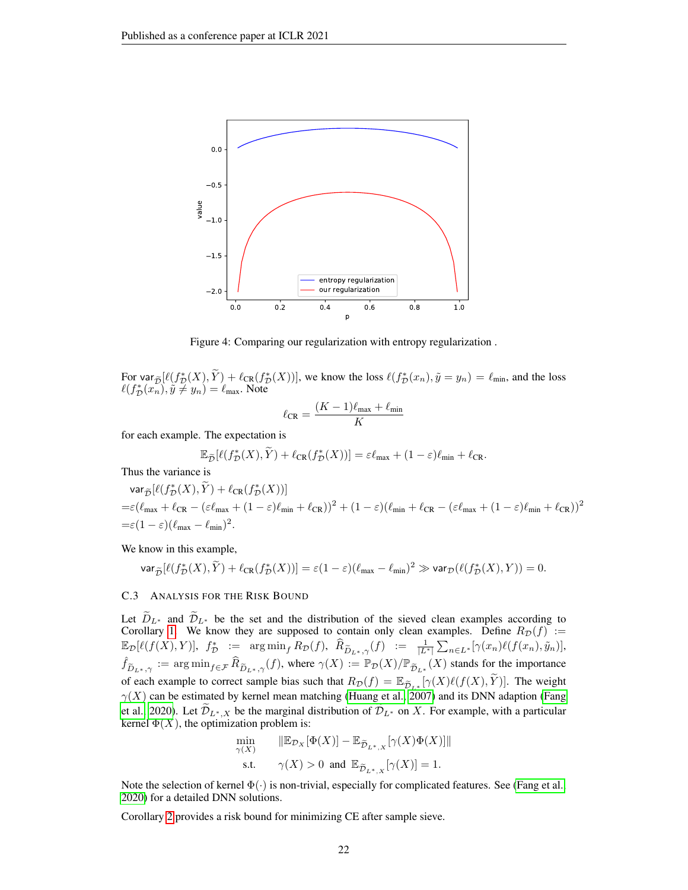Figure 4: Comparing our regularization with entropy regularization .

For $\mathsf{var}_{\widetilde{\mathcal{D}}}[\ell(f^*_{\mathcal{D}}(X), \widetilde{Y}) + \ell_{\text{CR}}(f^*_{\mathcal{D}}(X))]$, we know the loss $\ell(f^*_{\mathcal{D}}(x_n), \tilde{y} = y_n) = \ell_{\min}$, and the loss $\ell(f^*_{\mathcal{D}}(x_n), \tilde{y} \neq y_n) = \ell_{\max}$. Note

$$\ell_{\text{CR}} = \frac{(K-1)\ell_{\max} + \ell_{\min}}{K}$$

for each example. The expectation is

$$\mathbb{E}_{\widetilde{\mathcal{D}}}[\ell(f^*_{\mathcal{D}}(X), \widetilde{Y}) + \ell_{\text{CR}}(f^*_{\mathcal{D}}(X))] = \varepsilon\ell_{\max} + (1-\varepsilon)\ell_{\min} + \ell_{\text{CR}}.$$

Thus the variance is

$$\begin{aligned}
&\mathsf{var}_{\widetilde{\mathcal{D}}}[\ell(f^*_{\mathcal{D}}(X), \widetilde{Y}) + \ell_{\text{CR}}(f^*_{\mathcal{D}}(X))] \\
=&\varepsilon(\ell_{\max} + \ell_{\text{CR}} - (\varepsilon\ell_{\max} + (1-\varepsilon)\ell_{\min} + \ell_{\text{CR}}))^2 + (1-\varepsilon)(\ell_{\min} + \ell_{\text{CR}} - (\varepsilon\ell_{\max} + (1-\varepsilon)\ell_{\min} + \ell_{\text{CR}}))^2 \\
=&\varepsilon(1-\varepsilon)(\ell_{\max} - \ell_{\min})^2.
\end{aligned}$$

We know in this example,

$$\mathsf{var}_{\widetilde{\mathcal{D}}}[\ell(f^*_{\mathcal{D}}(X), \widetilde{Y}) + \ell_{\text{CR}}(f^*_{\mathcal{D}}(X))] = \varepsilon(1-\varepsilon)(\ell_{\max} - \ell_{\min})^2 \gg \mathsf{var}_{\mathcal{D}}(\ell(f^*_{\mathcal{D}}(X), Y)) = 0.$$

### C.3 Analysis for the Risk Bound

Let $\widetilde{D}_{L^*}$ and $\widetilde{\mathcal{D}}_{L^*}$ be the set and the distribution of the sieved clean examples according to Corollary 1. We know they are supposed to contain only clean examples. Define $R_{\mathcal{D}}(f) := \mathbb{E}_{\mathcal{D}}[\ell(f(X), Y)]$, $f^*_{\mathcal{D}} := \arg\min_f R_{\mathcal{D}}(f)$, $\widehat{R}_{\widetilde{D}_{L^*},\gamma}(f) := \frac{1}{|L^*|}\sum_{n \in L^*}[\gamma(x_n)\ell(f(x_n), \tilde{y}_n)]$, $\hat{f}_{\widetilde{D}_{L^*},\gamma} := \arg\min_{f \in \mathcal{F}} \widehat{R}_{\widetilde{D}_{L^*},\gamma}(f)$, where $\gamma(X) := \mathbb{P}_{\mathcal{D}}(X)/\mathbb{P}_{\widetilde{\mathcal{D}}_{L^*}}(X)$ stands for the importance of each example to correct sample bias such that $R_{\mathcal{D}}(f) = \mathbb{E}_{\widetilde{\mathcal{D}}_{L^*}}[\gamma(X)\ell(f(X), \widetilde{Y})]$. The weight $\gamma(X)$ can be estimated by kernel mean matching (Huang et al., 2007) and its DNN adaption (Fang et al., 2020). Let $\widetilde{\mathcal{D}}_{L^*,X}$ be the marginal distribution of $\mathcal{D}_{L^*}$ on $X$. For example, with a particular kernel $\Phi(X)$, the optimization problem is:

$$\begin{aligned}
\min_{\gamma(X)} \quad & \|\mathbb{E}_{\mathcal{D}_X}[\Phi(X)] - \mathbb{E}_{\widetilde{\mathcal{D}}_{L^*,X}}[\gamma(X)\Phi(X)]\| \\
\text{s.t.} \quad & \gamma(X) > 0 \ \text{ and } \ \mathbb{E}_{\widetilde{\mathcal{D}}_{L^*,X}}[\gamma(X)] = 1.
\end{aligned}$$

Note the selection of kernel $\Phi(\cdot)$ is non-trivial, especially for complicated features. See (Fang et al., 2020) for a detailed DNN solutions.

Corollary 2 provides a risk bound for minimizing CE after sample sieve.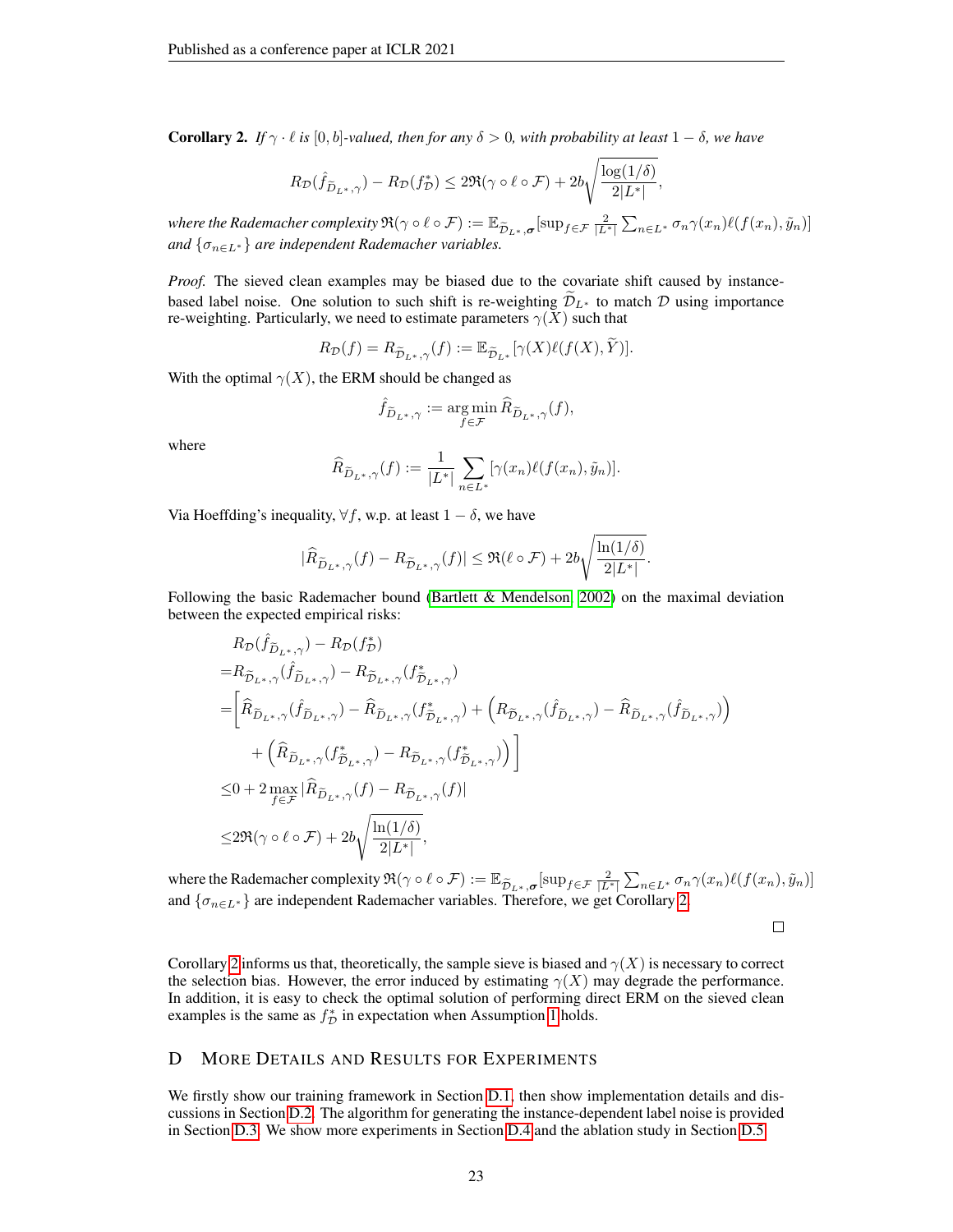**Corollary 2.** *If $\gamma \cdot \ell$ is $[0, b]$-valued, then for any $\delta > 0$, with probability at least $1 - \delta$, we have*

$$R_{\mathcal{D}}(\hat{f}_{\widetilde{D}_{L^*},\gamma}) - R_{\mathcal{D}}(f^*_{\mathcal{D}}) \leq 2\mathfrak{R}(\gamma \circ \ell \circ \mathcal{F}) + 2b\sqrt{\frac{\log(1/\delta)}{2|L^*|}},$$

*where the Rademacher complexity* $\mathfrak{R}(\gamma \circ \ell \circ \mathcal{F}) := \mathbb{E}_{\widetilde{D}_{L^*},\boldsymbol{\sigma}}[\sup_{f \in \mathcal{F}} \frac{2}{|L^*|} \sum_{n \in L^*} \sigma_n \gamma(x_n) \ell(f(x_n), \tilde{y}_n)]$ *and* $\{\sigma_{n \in L^*}\}$ *are independent Rademacher variables.*

*Proof.* The sieved clean examples may be biased due to the covariate shift caused by instance-based label noise. One solution to such shift is re-weighting $\widetilde{\mathcal{D}}_{L^*}$ to match $\mathcal{D}$ using importance re-weighting. Particularly, we need to estimate parameters $\gamma(X)$ such that

$$R_{\mathcal{D}}(f) = R_{\widetilde{\mathcal{D}}_{L^*},\gamma}(f) := \mathbb{E}_{\widetilde{\mathcal{D}}_{L^*}}[\gamma(X)\ell(f(X), \widetilde{Y})].$$

With the optimal $\gamma(X)$, the ERM should be changed as

$$\hat{f}_{\widetilde{D}_{L^*},\gamma} := \underset{f \in \mathcal{F}}{\arg\min}\, \widehat{R}_{\widetilde{D}_{L^*},\gamma}(f),$$

where

$$\widehat{R}_{\widetilde{D}_{L^*},\gamma}(f) := \frac{1}{|L^*|} \sum_{n \in L^*} [\gamma(x_n)\ell(f(x_n), \tilde{y}_n)].$$

Via Hoeffding's inequality, $\forall f$, w.p. at least $1 - \delta$, we have

$$|\widehat{R}_{\widetilde{D}_{L^*},\gamma}(f) - R_{\widetilde{\mathcal{D}}_{L^*},\gamma}(f)| \leq \mathfrak{R}(\ell \circ \mathcal{F}) + 2b\sqrt{\frac{\ln(1/\delta)}{2|L^*|}}.$$

Following the basic Rademacher bound (Bartlett & Mendelson, 2002) on the maximal deviation between the expected empirical risks:

$$
\begin{aligned}
& R_{\mathcal{D}}(\hat{f}_{\widetilde{D}_{L^*},\gamma}) - R_{\mathcal{D}}(f^*_{\mathcal{D}}) \\
=& R_{\widetilde{\mathcal{D}}_{L^*},\gamma}(\hat{f}_{\widetilde{D}_{L^*},\gamma}) - R_{\widetilde{\mathcal{D}}_{L^*},\gamma}(f^*_{\widetilde{\mathcal{D}}_{L^*},\gamma}) \\
=& \Big[\widehat{R}_{\widetilde{D}_{L^*},\gamma}(\hat{f}_{\widetilde{D}_{L^*},\gamma}) - \widehat{R}_{\widetilde{D}_{L^*},\gamma}(f^*_{\widetilde{\mathcal{D}}_{L^*},\gamma}) + \Big(R_{\widetilde{\mathcal{D}}_{L^*},\gamma}(\hat{f}_{\widetilde{D}_{L^*},\gamma}) - \widehat{R}_{\widetilde{D}_{L^*},\gamma}(\hat{f}_{\widetilde{D}_{L^*},\gamma})\Big) \\
& + \Big(\widehat{R}_{\widetilde{D}_{L^*},\gamma}(f^*_{\widetilde{\mathcal{D}}_{L^*},\gamma}) - R_{\widetilde{\mathcal{D}}_{L^*},\gamma}(f^*_{\widetilde{\mathcal{D}}_{L^*},\gamma})\Big)\Big] \\
\leq& 0 + 2\max_{f \in \mathcal{F}} |\widehat{R}_{\widetilde{D}_{L^*},\gamma}(f) - R_{\widetilde{\mathcal{D}}_{L^*},\gamma}(f)| \\
\leq& 2\mathfrak{R}(\gamma \circ \ell \circ \mathcal{F}) + 2b\sqrt{\frac{\ln(1/\delta)}{2|L^*|}},
\end{aligned}
$$

where the Rademacher complexity $\mathfrak{R}(\gamma \circ \ell \circ \mathcal{F}) := \mathbb{E}_{\widetilde{D}_{L^*},\boldsymbol{\sigma}}[\sup_{f \in \mathcal{F}} \frac{2}{|L^*|} \sum_{n \in L^*} \sigma_n \gamma(x_n) \ell(f(x_n), \tilde{y}_n)]$ and $\{\sigma_{n \in L^*}\}$ are independent Rademacher variables. Therefore, we get Corollary 2. □

Corollary 2 informs us that, theoretically, the sample sieve is biased and $\gamma(X)$ is necessary to correct the selection bias. However, the error induced by estimating $\gamma(X)$ may degrade the performance. In addition, it is easy to check the optimal solution of performing direct ERM on the sieved clean examples is the same as $f^*_{\mathcal{D}}$ in expectation when Assumption 1 holds.

# D More Details and Results for Experiments

We firstly show our training framework in Section D.1, then show implementation details and discussions in Section D.2. The algorithm for generating the instance-dependent label noise is provided in Section D.3. We show more experiments in Section D.4 and the ablation study in Section D.5.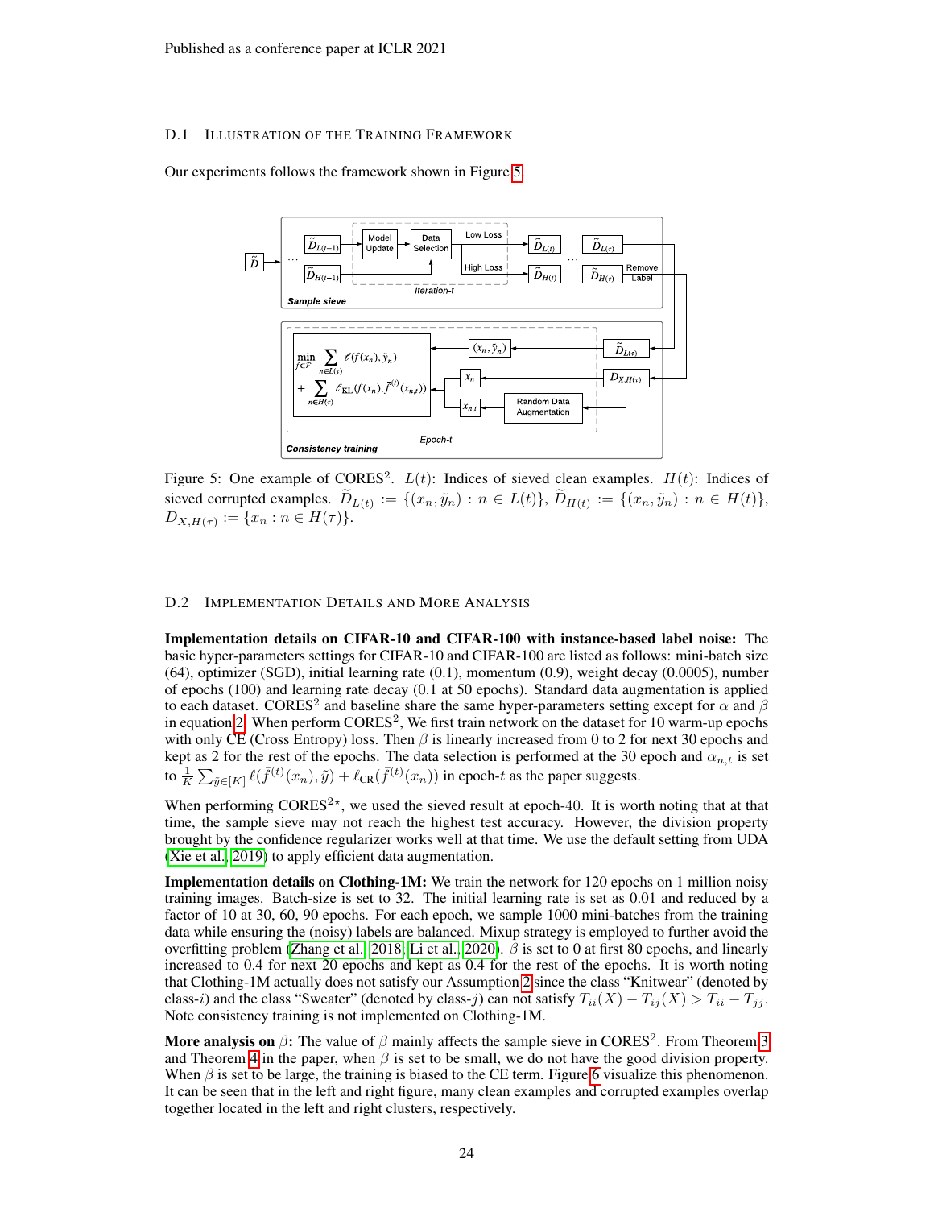### D.1 Illustration of the Training Framework

Our experiments follows the framework shown in Figure 5.

Figure 5: One example of CORES$^2$. $L(t)$: Indices of sieved clean examples. $H(t)$: Indices of sieved corrupted examples. $\widetilde{D}_{L(t)} := \{(x_n, \tilde{y}_n) : n \in L(t)\}$, $\widetilde{D}_{H(t)} := \{(x_n, \tilde{y}_n) : n \in H(t)\}$, $D_{X,H(\tau)} := \{x_n : n \in H(\tau)\}$.

### D.2 Implementation Details and More Analysis

**Implementation details on CIFAR-10 and CIFAR-100 with instance-based label noise:** The basic hyper-parameters settings for CIFAR-10 and CIFAR-100 are listed as follows: mini-batch size (64), optimizer (SGD), initial learning rate (0.1), momentum (0.9), weight decay (0.0005), number of epochs (100) and learning rate decay (0.1 at 50 epochs). Standard data augmentation is applied to each dataset. CORES$^2$ and baseline share the same hyper-parameters setting except for $\alpha$ and $\beta$ in equation 2. When perform CORES$^2$, We first train network on the dataset for 10 warm-up epochs with only CE (Cross Entropy) loss. Then $\beta$ is linearly increased from 0 to 2 for next 30 epochs and kept as 2 for the rest of the epochs. The data selection is performed at the 30 epoch and $\alpha_{n,t}$ is set to $\frac{1}{K}\sum_{\tilde{y}\in[K]} \ell(\bar{f}^{(t)}(x_n), \tilde{y}) + \ell_{\text{CR}}(\bar{f}^{(t)}(x_n))$ in epoch-$t$ as the paper suggests.

When performing CORES$^{2\star}$, we used the sieved result at epoch-40. It is worth noting that at that time, the sample sieve may not reach the highest test accuracy. However, the division property brought by the confidence regularizer works well at that time. We use the default setting from UDA (Xie et al., 2019) to apply efficient data augmentation.

**Implementation details on Clothing-1M:** We train the network for 120 epochs on 1 million noisy training images. Batch-size is set to 32. The initial learning rate is set as 0.01 and reduced by a factor of 10 at 30, 60, 90 epochs. For each epoch, we sample 1000 mini-batches from the training data while ensuring the (noisy) labels are balanced. Mixup strategy is employed to further avoid the overfitting problem (Zhang et al., 2018; Li et al., 2020). $\beta$ is set to 0 at first 80 epochs, and linearly increased to 0.4 for next 20 epochs and kept as 0.4 for the rest of the epochs. It is worth noting that Clothing-1M actually does not satisfy our Assumption 2 since the class "Knitwear" (denoted by class-$i$) and the class "Sweater" (denoted by class-$j$) can not satisfy $T_{ii}(X) - T_{ij}(X) > T_{ii} - T_{jj}$. Note consistency training is not implemented on Clothing-1M.

**More analysis on $\beta$:** The value of $\beta$ mainly affects the sample sieve in CORES$^2$. From Theorem 3 and Theorem 4 in the paper, when $\beta$ is set to be small, we do not have the good division property. When $\beta$ is set to be large, the training is biased to the CE term. Figure 6 visualize this phenomenon. It can be seen that in the left and right figure, many clean examples and corrupted examples overlap together located in the left and right clusters, respectively.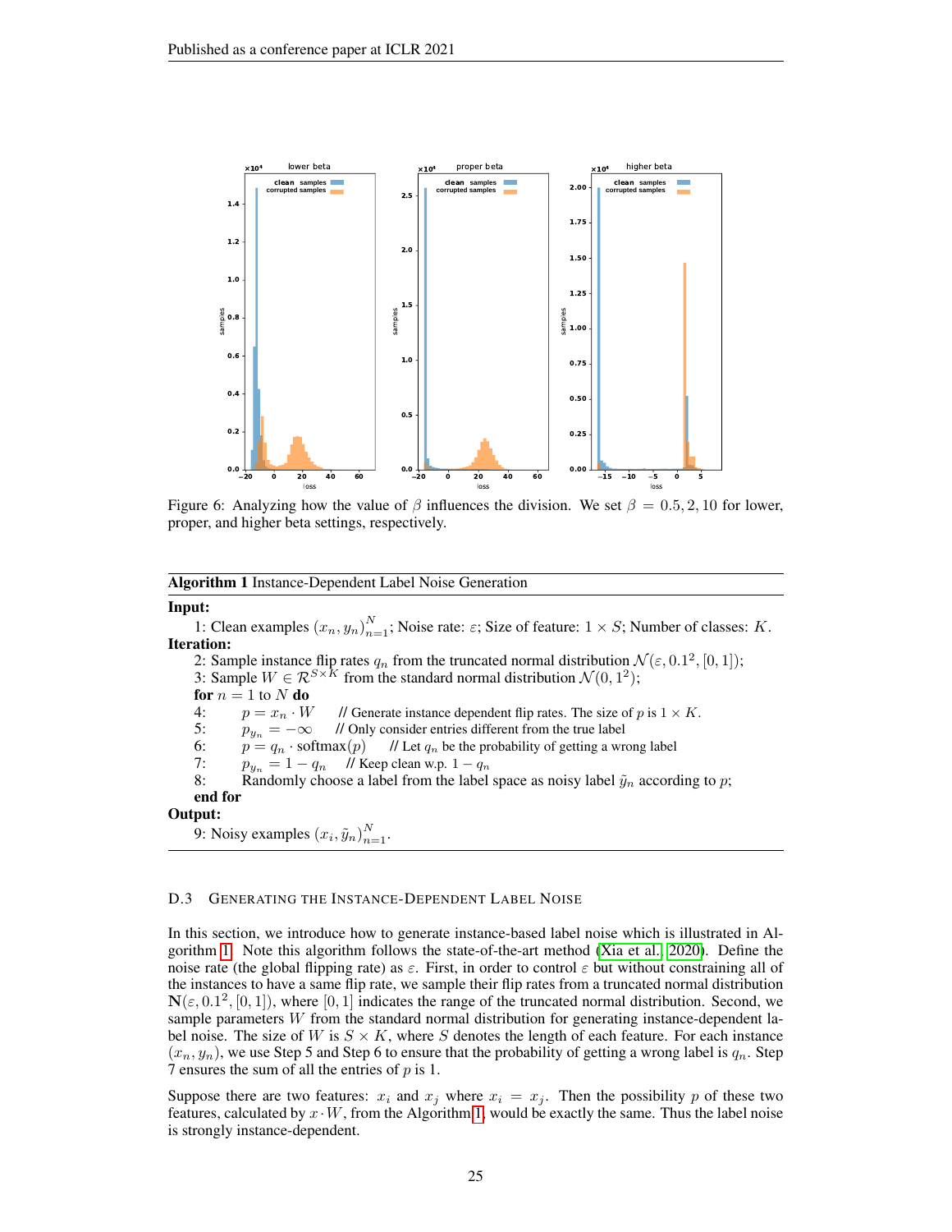Figure 6: Analyzing how the value of $\beta$ influences the division. We set $\beta = 0.5, 2, 10$ for lower, proper, and higher beta settings, respectively.

---

**Algorithm 1** Instance-Dependent Label Noise Generation

---

**Input:**

1: Clean examples $(x_n, y_n)_{n=1}^{N}$; Noise rate: $\varepsilon$; Size of feature: $1 \times S$; Number of classes: $K$.

**Iteration:**

2: Sample instance flip rates $q_n$ from the truncated normal distribution $\mathcal{N}(\varepsilon, 0.1^2, [0, 1])$;

3: Sample $W \in \mathcal{R}^{S \times K}$ from the standard normal distribution $\mathcal{N}(0, 1^2)$;

**for** $n = 1$ to $N$ **do**

4: $p = x_n \cdot W$ // Generate instance dependent flip rates. The size of $p$ is $1 \times K$.

5: $p_{y_n} = -\infty$ // Only consider entries different from the true label

6: $p = q_n \cdot \text{softmax}(p)$ // Let $q_n$ be the probability of getting a wrong label

7: $p_{y_n} = 1 - q_n$ // Keep clean w.p. $1 - q_n$

8: Randomly choose a label from the label space as noisy label $\tilde{y}_n$ according to $p$;

**end for**

**Output:**

9: Noisy examples $(x_i, \tilde{y}_n)_{n=1}^{N}$.

---

### D.3 Generating the Instance-Dependent Label Noise

In this section, we introduce how to generate instance-based label noise which is illustrated in Algorithm 1. Note this algorithm follows the state-of-the-art method (Xia et al., 2020). Define the noise rate (the global flipping rate) as $\varepsilon$. First, in order to control $\varepsilon$ but without constraining all of the instances to have a same flip rate, we sample their flip rates from a truncated normal distribution $\mathbf{N}(\varepsilon, 0.1^2, [0, 1])$, where $[0, 1]$ indicates the range of the truncated normal distribution. Second, we sample parameters $W$ from the standard normal distribution for generating instance-dependent label noise. The size of $W$ is $S \times K$, where $S$ denotes the length of each feature. For each instance $(x_n, y_n)$, we use Step 5 and Step 6 to ensure that the probability of getting a wrong label is $q_n$. Step 7 ensures the sum of all the entries of $p$ is 1.

Suppose there are two features: $x_i$ and $x_j$ where $x_i = x_j$. Then the possibility $p$ of these two features, calculated by $x \cdot W$, from the Algorithm 1, would be exactly the same. Thus the label noise is strongly instance-dependent.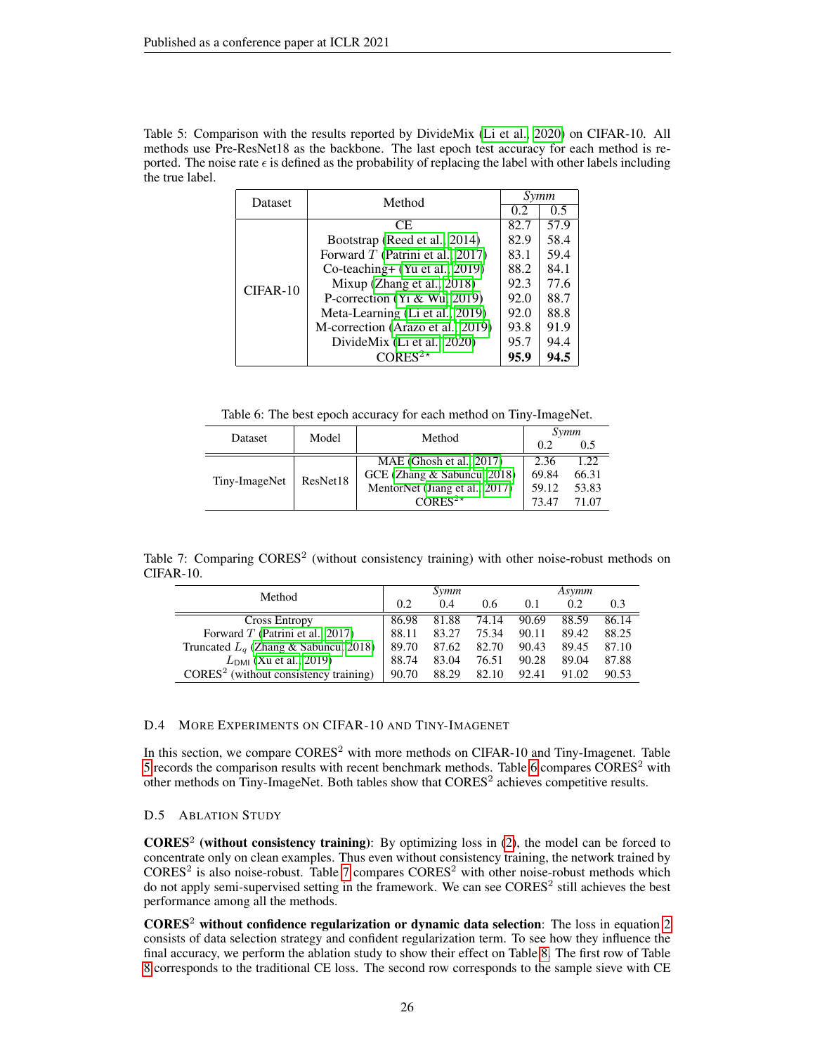Table 5: Comparison with the results reported by DivideMix (Li et al., 2020) on CIFAR-10. All methods use Pre-ResNet18 as the backbone. The last epoch test accuracy for each method is reported. The noise rate $\epsilon$ is defined as the probability of replacing the label with other labels including the true label.

| Dataset | Method | *Symm* | |
|---|---|---|---|
| | | 0.2 | 0.5 |
| CIFAR-10 | CE | 82.7 | 57.9 |
| | Bootstrap (Reed et al., 2014) | 82.9 | 58.4 |
| | Forward $T$ (Patrini et al., 2017) | 83.1 | 59.4 |
| | Co-teaching+ (Yu et al., 2019) | 88.2 | 84.1 |
| | Mixup (Zhang et al., 2018) | 92.3 | 77.6 |
| | P-correction (Yi & Wu, 2019) | 92.0 | 88.7 |
| | Meta-Learning (Li et al., 2019) | 92.0 | 88.8 |
| | M-correction (Arazo et al., 2019) | 93.8 | 91.9 |
| | DivideMix (Li et al., 2020) | 95.7 | 94.4 |
| | CORES$^{2\star}$ | **95.9** | **94.5** |

Table 6: The best epoch accuracy for each method on Tiny-ImageNet.

| Dataset | Model | Method | *Symm* | |
|---|---|---|---|---|
| | | | 0.2 | 0.5 |
| Tiny-ImageNet | ResNet18 | MAE (Ghosh et al., 2017) | 2.36 | 1.22 |
| | | GCE (Zhang & Sabuncu, 2018) | 69.84 | 66.31 |
| | | MentorNet (Jiang et al., 2017) | 59.12 | 53.83 |
| | | CORES$^{2\star}$ | 73.47 | 71.07 |

Table 7: Comparing CORES$^2$ (without consistency training) with other noise-robust methods on CIFAR-10.

| Method | *Symm* | | | *Asymm* | | |
|---|---|---|---|---|---|---|
| | 0.2 | 0.4 | 0.6 | 0.1 | 0.2 | 0.3 |
| Cross Entropy | 86.98 | 81.88 | 74.14 | 90.69 | 88.59 | 86.14 |
| Forward $T$ (Patrini et al., 2017) | 88.11 | 83.27 | 75.34 | 90.11 | 89.42 | 88.25 |
| Truncated $L_q$ (Zhang & Sabuncu, 2018) | 89.70 | 87.62 | 82.70 | 90.43 | 89.45 | 87.10 |
| $L_{\text{DMI}}$ (Xu et al., 2019) | 88.74 | 83.04 | 76.51 | 90.28 | 89.04 | 87.88 |
| CORES$^2$ (without consistency training) | 90.70 | 88.29 | 82.10 | 92.41 | 91.02 | 90.53 |

### D.4 More Experiments on CIFAR-10 and Tiny-ImageNet

In this section, we compare CORES$^2$ with more methods on CIFAR-10 and Tiny-Imagenet. Table 5 records the comparison results with recent benchmark methods. Table 6 compares CORES$^2$ with other methods on Tiny-ImageNet. Both tables show that CORES$^2$ achieves competitive results.

### D.5 Ablation Study

**CORES$^2$ (without consistency training)**: By optimizing loss in (2), the model can be forced to concentrate only on clean examples. Thus even without consistency training, the network trained by CORES$^2$ is also noise-robust. Table 7 compares CORES$^2$ with other noise-robust methods which do not apply semi-supervised setting in the framework. We can see CORES$^2$ still achieves the best performance among all the methods.

**CORES$^2$ without confidence regularization or dynamic data selection**: The loss in equation 2 consists of data selection strategy and confident regularization term. To see how they influence the final accuracy, we perform the ablation study to show their effect on Table 8. The first row of Table 8 corresponds to the traditional CE loss. The second row corresponds to the sample sieve with CE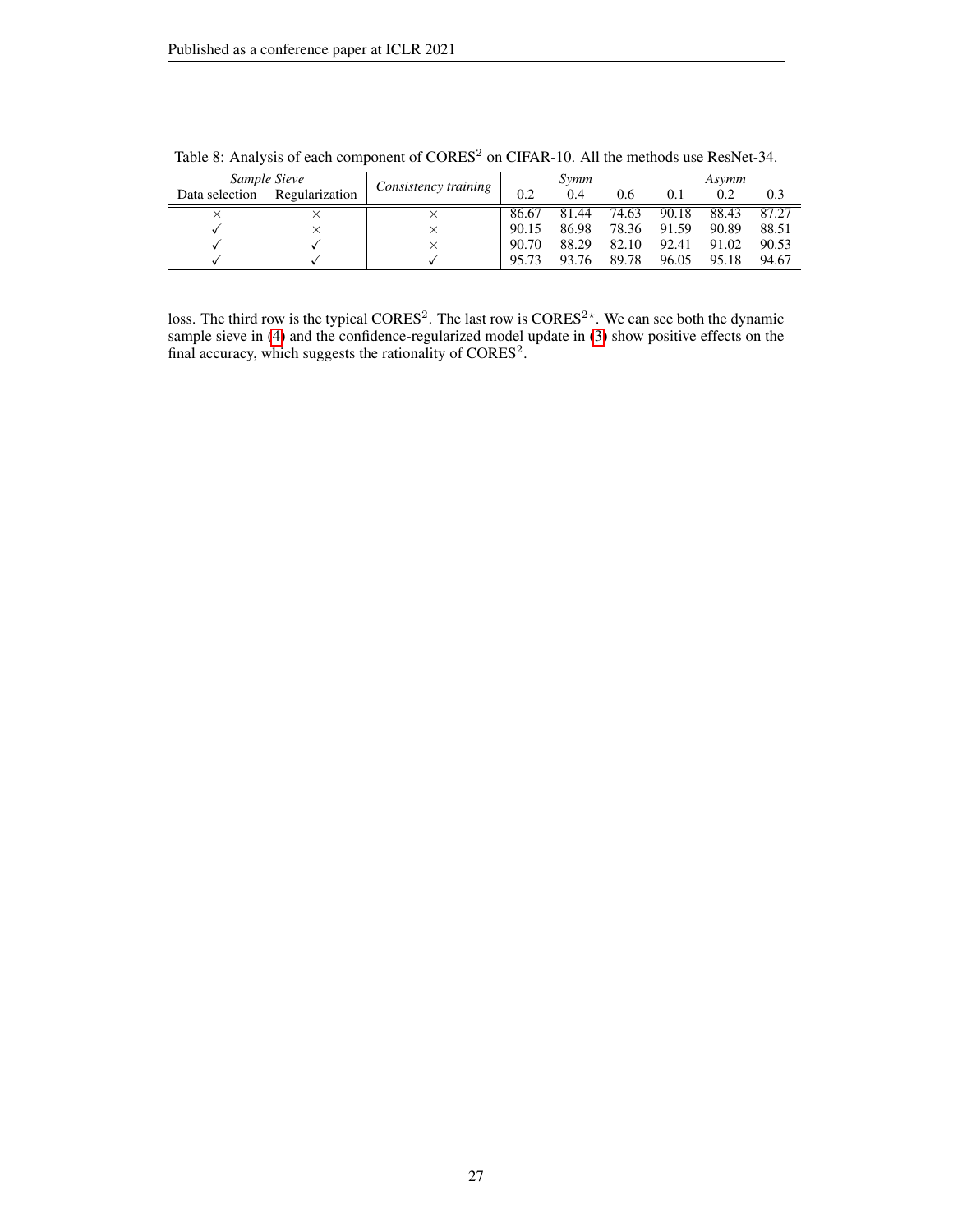Table 8: Analysis of each component of CORES$^2$ on CIFAR-10. All the methods use ResNet-34.

| *Sample Sieve* | | *Consistency training* | *Symm* | | | *Asymm* | | |
|---|---|---|---|---|---|---|---|---|
| Data selection | Regularization | | 0.2 | 0.4 | 0.6 | 0.1 | 0.2 | 0.3 |
| × | × | × | 86.67 | 81.44 | 74.63 | 90.18 | 88.43 | 87.27 |
| ✓ | × | × | 90.15 | 86.98 | 78.36 | 91.59 | 90.89 | 88.51 |
| ✓ | ✓ | × | 90.70 | 88.29 | 82.10 | 92.41 | 91.02 | 90.53 |
| ✓ | ✓ | ✓ | 95.73 | 93.76 | 89.78 | 96.05 | 95.18 | 94.67 |

loss. The third row is the typical CORES$^2$. The last row is CORES$^{2\star}$. We can see both the dynamic sample sieve in (4) and the confidence-regularized model update in (3) show positive effects on the final accuracy, which suggests the rationality of CORES$^2$.